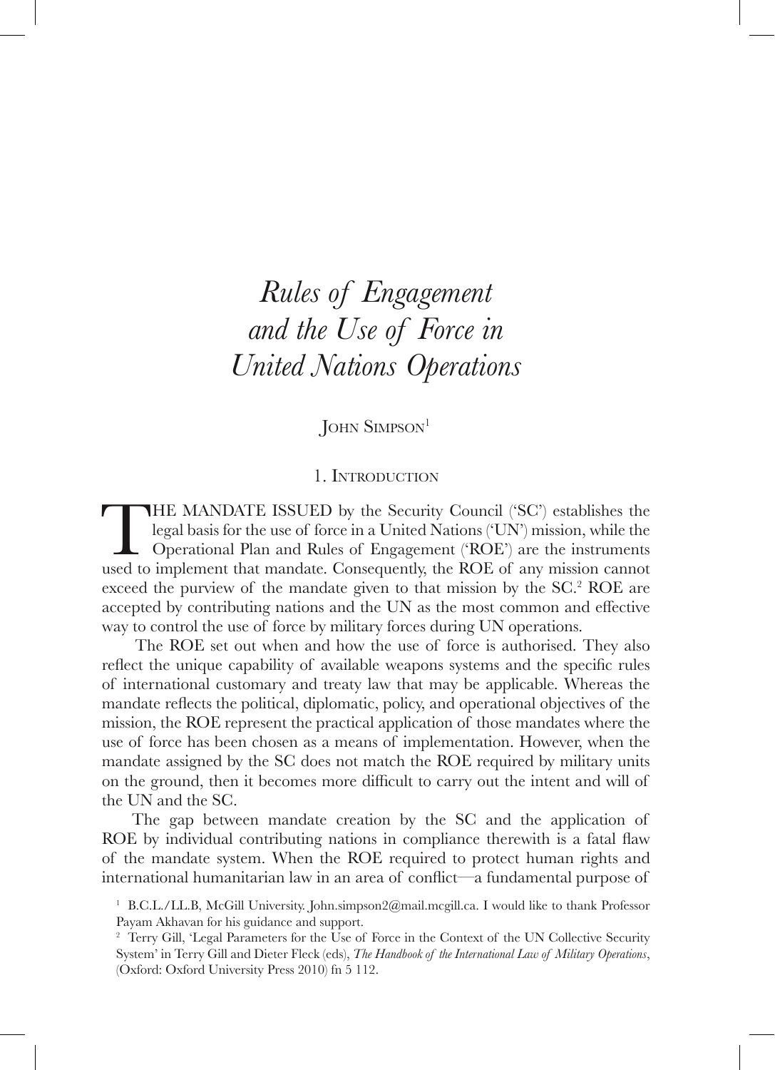# *Rules of Engagement and the Use of Force in United Nations Operations*

John Simpson[1]

## 1. Introduction

THE MANDATE ISSUED by the Security Council ('SC') establishes the legal basis for the use of force in a United Nations ('UN') mission, while the Operational Plan and Rules of Engagement ('ROE') are the instruments used to implement that mandate. Consequently, the ROE of any mission cannot exceed the purview of the mandate given to that mission by the SC.[2] ROE are accepted by contributing nations and the UN as the most common and effective way to control the use of force by military forces during UN operations.

The ROE set out when and how the use of force is authorised. They also reflect the unique capability of available weapons systems and the specific rules of international customary and treaty law that may be applicable. Whereas the mandate reflects the political, diplomatic, policy, and operational objectives of the mission, the ROE represent the practical application of those mandates where the use of force has been chosen as a means of implementation. However, when the mandate assigned by the SC does not match the ROE required by military units on the ground, then it becomes more difficult to carry out the intent and will of the UN and the SC.

The gap between mandate creation by the SC and the application of ROE by individual contributing nations in compliance therewith is a fatal flaw of the mandate system. When the ROE required to protect human rights and international humanitarian law in an area of conflict—a fundamental purpose of

[1] B.C.L./LL.B, McGill University. John.simpson2@mail.mcgill.ca. I would like to thank Professor Payam Akhavan for his guidance and support.

[2] Terry Gill, 'Legal Parameters for the Use of Force in the Context of the UN Collective Security System' in Terry Gill and Dieter Fleck (eds), *The Handbook of the International Law of Military Operations*, (Oxford: Oxford University Press 2010) fn 5 112.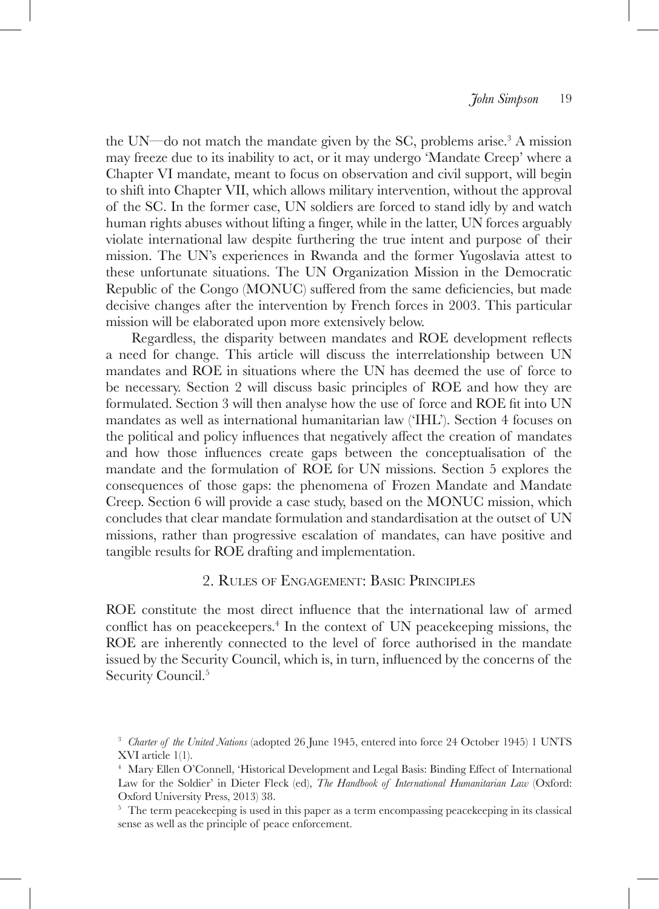the UN—do not match the mandate given by the SC, problems arise.[3] A mission may freeze due to its inability to act, or it may undergo 'Mandate Creep' where a Chapter VI mandate, meant to focus on observation and civil support, will begin to shift into Chapter VII, which allows military intervention, without the approval of the SC. In the former case, UN soldiers are forced to stand idly by and watch human rights abuses without lifting a finger, while in the latter, UN forces arguably violate international law despite furthering the true intent and purpose of their mission. The UN's experiences in Rwanda and the former Yugoslavia attest to these unfortunate situations. The UN Organization Mission in the Democratic Republic of the Congo (MONUC) suffered from the same deficiencies, but made decisive changes after the intervention by French forces in 2003. This particular mission will be elaborated upon more extensively below.

Regardless, the disparity between mandates and ROE development reflects a need for change. This article will discuss the interrelationship between UN mandates and ROE in situations where the UN has deemed the use of force to be necessary. Section 2 will discuss basic principles of ROE and how they are formulated. Section 3 will then analyse how the use of force and ROE fit into UN mandates as well as international humanitarian law ('IHL'). Section 4 focuses on the political and policy influences that negatively affect the creation of mandates and how those influences create gaps between the conceptualisation of the mandate and the formulation of ROE for UN missions. Section 5 explores the consequences of those gaps: the phenomena of Frozen Mandate and Mandate Creep. Section 6 will provide a case study, based on the MONUC mission, which concludes that clear mandate formulation and standardisation at the outset of UN missions, rather than progressive escalation of mandates, can have positive and tangible results for ROE drafting and implementation.

## 2. Rules of Engagement: Basic Principles

ROE constitute the most direct influence that the international law of armed conflict has on peacekeepers.[4] In the context of UN peacekeeping missions, the ROE are inherently connected to the level of force authorised in the mandate issued by the Security Council, which is, in turn, influenced by the concerns of the Security Council.[5]

---

[3] *Charter of the United Nations* (adopted 26 June 1945, entered into force 24 October 1945) 1 UNTS XVI article 1(1).

[4] Mary Ellen O'Connell, 'Historical Development and Legal Basis: Binding Effect of International Law for the Soldier' in Dieter Fleck (ed), *The Handbook of International Humanitarian Law* (Oxford: Oxford University Press, 2013) 38.

[5] The term peacekeeping is used in this paper as a term encompassing peacekeeping in its classical sense as well as the principle of peace enforcement.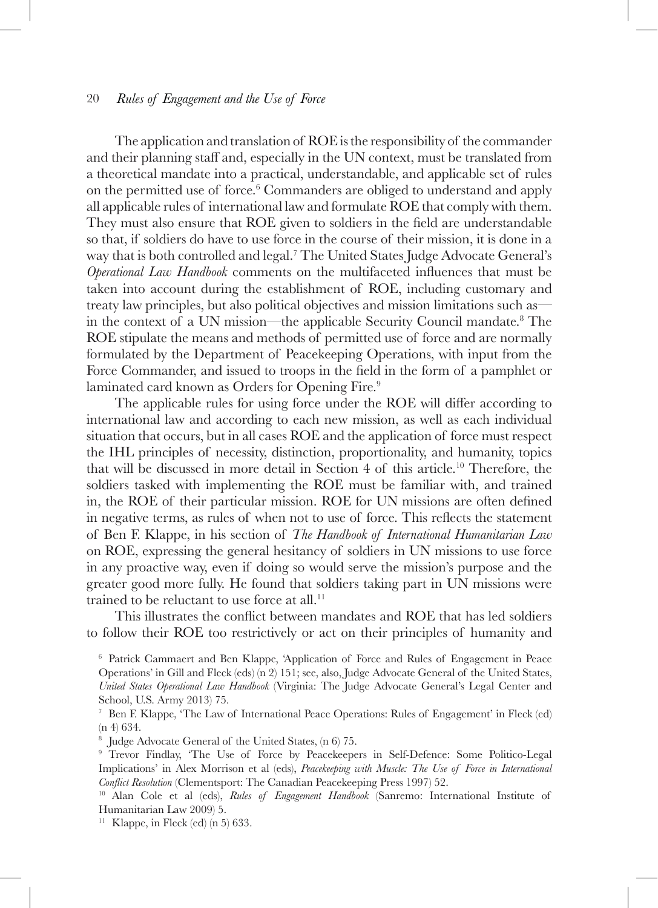The application and translation of ROE is the responsibility of the commander and their planning staff and, especially in the UN context, must be translated from a theoretical mandate into a practical, understandable, and applicable set of rules on the permitted use of force.[6] Commanders are obliged to understand and apply all applicable rules of international law and formulate ROE that comply with them. They must also ensure that ROE given to soldiers in the field are understandable so that, if soldiers do have to use force in the course of their mission, it is done in a way that is both controlled and legal.[7] The United States Judge Advocate General's *Operational Law Handbook* comments on the multifaceted influences that must be taken into account during the establishment of ROE, including customary and treaty law principles, but also political objectives and mission limitations such as—in the context of a UN mission—the applicable Security Council mandate.[8] The ROE stipulate the means and methods of permitted use of force and are normally formulated by the Department of Peacekeeping Operations, with input from the Force Commander, and issued to troops in the field in the form of a pamphlet or laminated card known as Orders for Opening Fire.[9]

The applicable rules for using force under the ROE will differ according to international law and according to each new mission, as well as each individual situation that occurs, but in all cases ROE and the application of force must respect the IHL principles of necessity, distinction, proportionality, and humanity, topics that will be discussed in more detail in Section 4 of this article.[10] Therefore, the soldiers tasked with implementing the ROE must be familiar with, and trained in, the ROE of their particular mission. ROE for UN missions are often defined in negative terms, as rules of when not to use of force. This reflects the statement of Ben F. Klappe, in his section of *The Handbook of International Humanitarian Law* on ROE, expressing the general hesitancy of soldiers in UN missions to use force in any proactive way, even if doing so would serve the mission's purpose and the greater good more fully. He found that soldiers taking part in UN missions were trained to be reluctant to use force at all.[11]

This illustrates the conflict between mandates and ROE that has led soldiers to follow their ROE too restrictively or act on their principles of humanity and

[6] Patrick Cammaert and Ben Klappe, 'Application of Force and Rules of Engagement in Peace Operations' in Gill and Fleck (eds) (n 2) 151; see, also, Judge Advocate General of the United States, *United States Operational Law Handbook* (Virginia: The Judge Advocate General's Legal Center and School, U.S. Army 2013) 75.

[7] Ben F. Klappe, 'The Law of International Peace Operations: Rules of Engagement' in Fleck (ed) (n 4) 634.

[8] Judge Advocate General of the United States, (n 6) 75.

[9] Trevor Findlay, 'The Use of Force by Peacekeepers in Self-Defence: Some Politico-Legal Implications' in Alex Morrison et al (eds), *Peacekeeping with Muscle: The Use of Force in International Conflict Resolution* (Clementsport: The Canadian Peacekeeping Press 1997) 52.

[10] Alan Cole et al (eds), *Rules of Engagement Handbook* (Sanremo: International Institute of Humanitarian Law 2009) 5.

[11] Klappe, in Fleck (ed) (n 5) 633.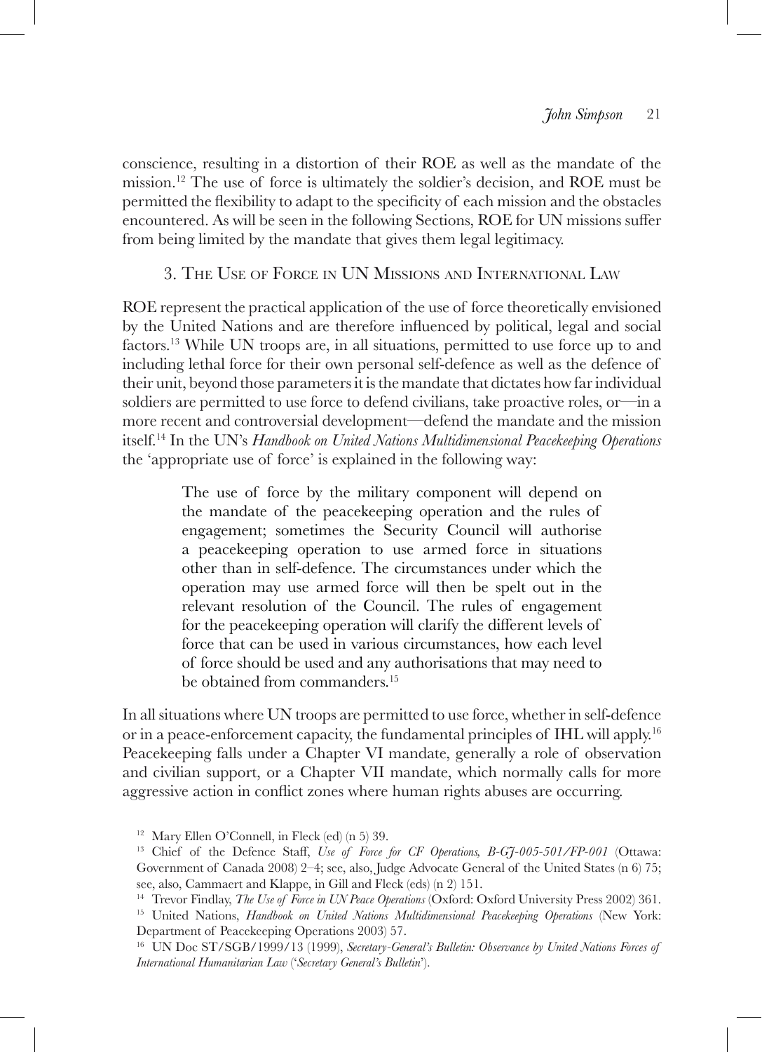conscience, resulting in a distortion of their ROE as well as the mandate of the mission.[12] The use of force is ultimately the soldier's decision, and ROE must be permitted the flexibility to adapt to the specificity of each mission and the obstacles encountered. As will be seen in the following Sections, ROE for UN missions suffer from being limited by the mandate that gives them legal legitimacy.

## 3. The Use of Force in UN Missions and International Law

ROE represent the practical application of the use of force theoretically envisioned by the United Nations and are therefore influenced by political, legal and social factors.[13] While UN troops are, in all situations, permitted to use force up to and including lethal force for their own personal self-defence as well as the defence of their unit, beyond those parameters it is the mandate that dictates how far individual soldiers are permitted to use force to defend civilians, take proactive roles, or—in a more recent and controversial development—defend the mandate and the mission itself.[14] In the UN's *Handbook on United Nations Multidimensional Peacekeeping Operations* the 'appropriate use of force' is explained in the following way:

> The use of force by the military component will depend on the mandate of the peacekeeping operation and the rules of engagement; sometimes the Security Council will authorise a peacekeeping operation to use armed force in situations other than in self-defence. The circumstances under which the operation may use armed force will then be spelt out in the relevant resolution of the Council. The rules of engagement for the peacekeeping operation will clarify the different levels of force that can be used in various circumstances, how each level of force should be used and any authorisations that may need to be obtained from commanders.[15]

In all situations where UN troops are permitted to use force, whether in self-defence or in a peace-enforcement capacity, the fundamental principles of IHL will apply.[16] Peacekeeping falls under a Chapter VI mandate, generally a role of observation and civilian support, or a Chapter VII mandate, which normally calls for more aggressive action in conflict zones where human rights abuses are occurring.

---

[12] Mary Ellen O'Connell, in Fleck (ed) (n 5) 39.

[13] Chief of the Defence Staff, *Use of Force for CF Operations, B-GJ-005-501/FP-001* (Ottawa: Government of Canada 2008) 2–4; see, also, Judge Advocate General of the United States (n 6) 75; see, also, Cammaert and Klappe, in Gill and Fleck (eds) (n 2) 151.

[14] Trevor Findlay, *The Use of Force in UN Peace Operations* (Oxford: Oxford University Press 2002) 361.

[15] United Nations, *Handbook on United Nations Multidimensional Peacekeeping Operations* (New York: Department of Peacekeeping Operations 2003) 57.

[16] UN Doc ST/SGB/1999/13 (1999), *Secretary-General's Bulletin: Observance by United Nations Forces of International Humanitarian Law* ('*Secretary General's Bulletin*').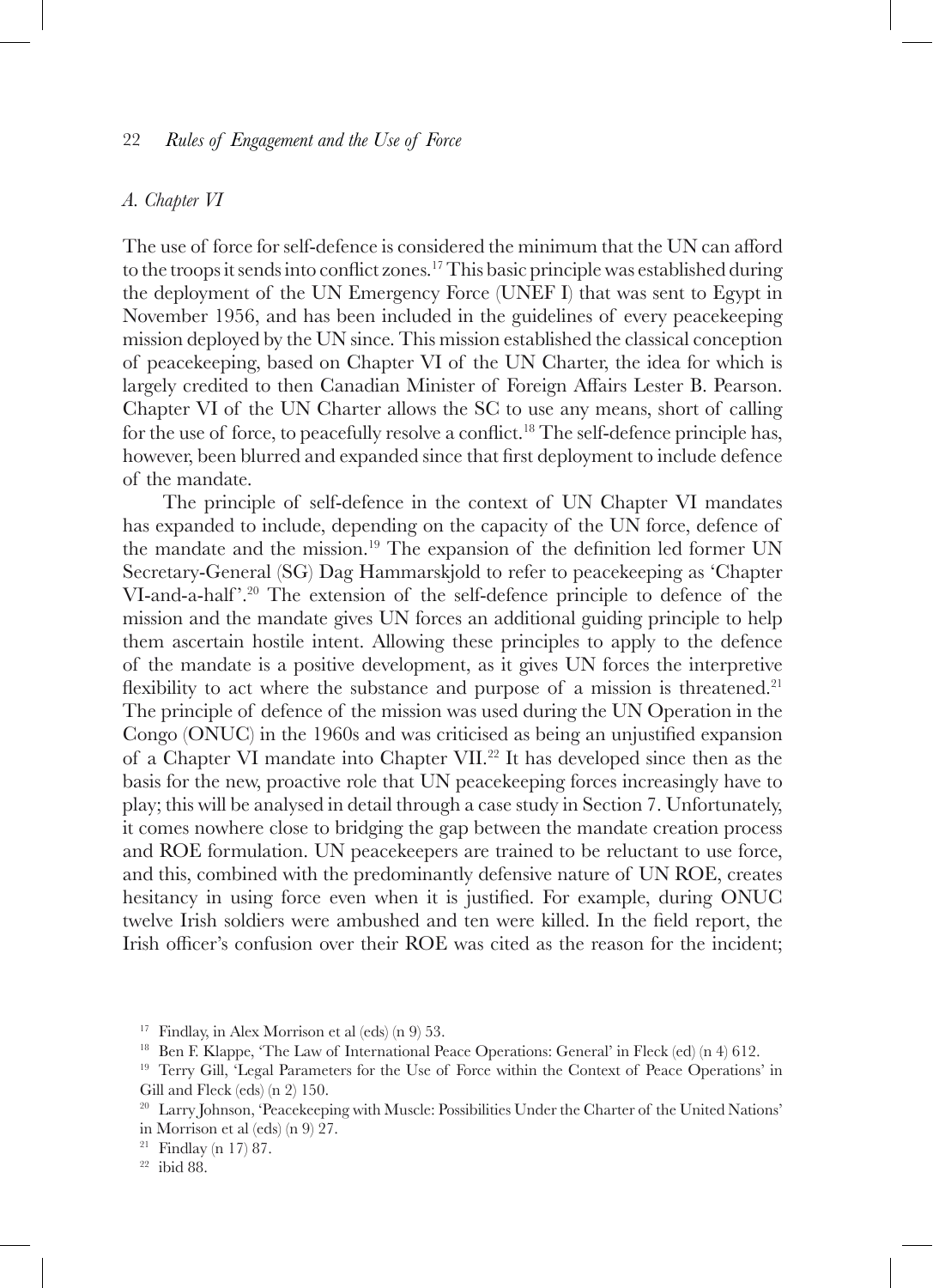### *A. Chapter VI*

The use of force for self-defence is considered the minimum that the UN can afford to the troops it sends into conflict zones.[17] This basic principle was established during the deployment of the UN Emergency Force (UNEF I) that was sent to Egypt in November 1956, and has been included in the guidelines of every peacekeeping mission deployed by the UN since. This mission established the classical conception of peacekeeping, based on Chapter VI of the UN Charter, the idea for which is largely credited to then Canadian Minister of Foreign Affairs Lester B. Pearson. Chapter VI of the UN Charter allows the SC to use any means, short of calling for the use of force, to peacefully resolve a conflict.[18] The self-defence principle has, however, been blurred and expanded since that first deployment to include defence of the mandate.

The principle of self-defence in the context of UN Chapter VI mandates has expanded to include, depending on the capacity of the UN force, defence of the mandate and the mission.[19] The expansion of the definition led former UN Secretary-General (SG) Dag Hammarskjold to refer to peacekeeping as 'Chapter VI-and-a-half'.[20] The extension of the self-defence principle to defence of the mission and the mandate gives UN forces an additional guiding principle to help them ascertain hostile intent. Allowing these principles to apply to the defence of the mandate is a positive development, as it gives UN forces the interpretive flexibility to act where the substance and purpose of a mission is threatened.[21] The principle of defence of the mission was used during the UN Operation in the Congo (ONUC) in the 1960s and was criticised as being an unjustified expansion of a Chapter VI mandate into Chapter VII.[22] It has developed since then as the basis for the new, proactive role that UN peacekeeping forces increasingly have to play; this will be analysed in detail through a case study in Section 7. Unfortunately, it comes nowhere close to bridging the gap between the mandate creation process and ROE formulation. UN peacekeepers are trained to be reluctant to use force, and this, combined with the predominantly defensive nature of UN ROE, creates hesitancy in using force even when it is justified. For example, during ONUC twelve Irish soldiers were ambushed and ten were killed. In the field report, the Irish officer's confusion over their ROE was cited as the reason for the incident;

---

[17] Findlay, in Alex Morrison et al (eds) (n 9) 53.

[18] Ben F. Klappe, 'The Law of International Peace Operations: General' in Fleck (ed) (n 4) 612.

[19] Terry Gill, 'Legal Parameters for the Use of Force within the Context of Peace Operations' in Gill and Fleck (eds) (n 2) 150.

[20] Larry Johnson, 'Peacekeeping with Muscle: Possibilities Under the Charter of the United Nations' in Morrison et al (eds) (n 9) 27.

[21] Findlay (n 17) 87.

[22] ibid 88.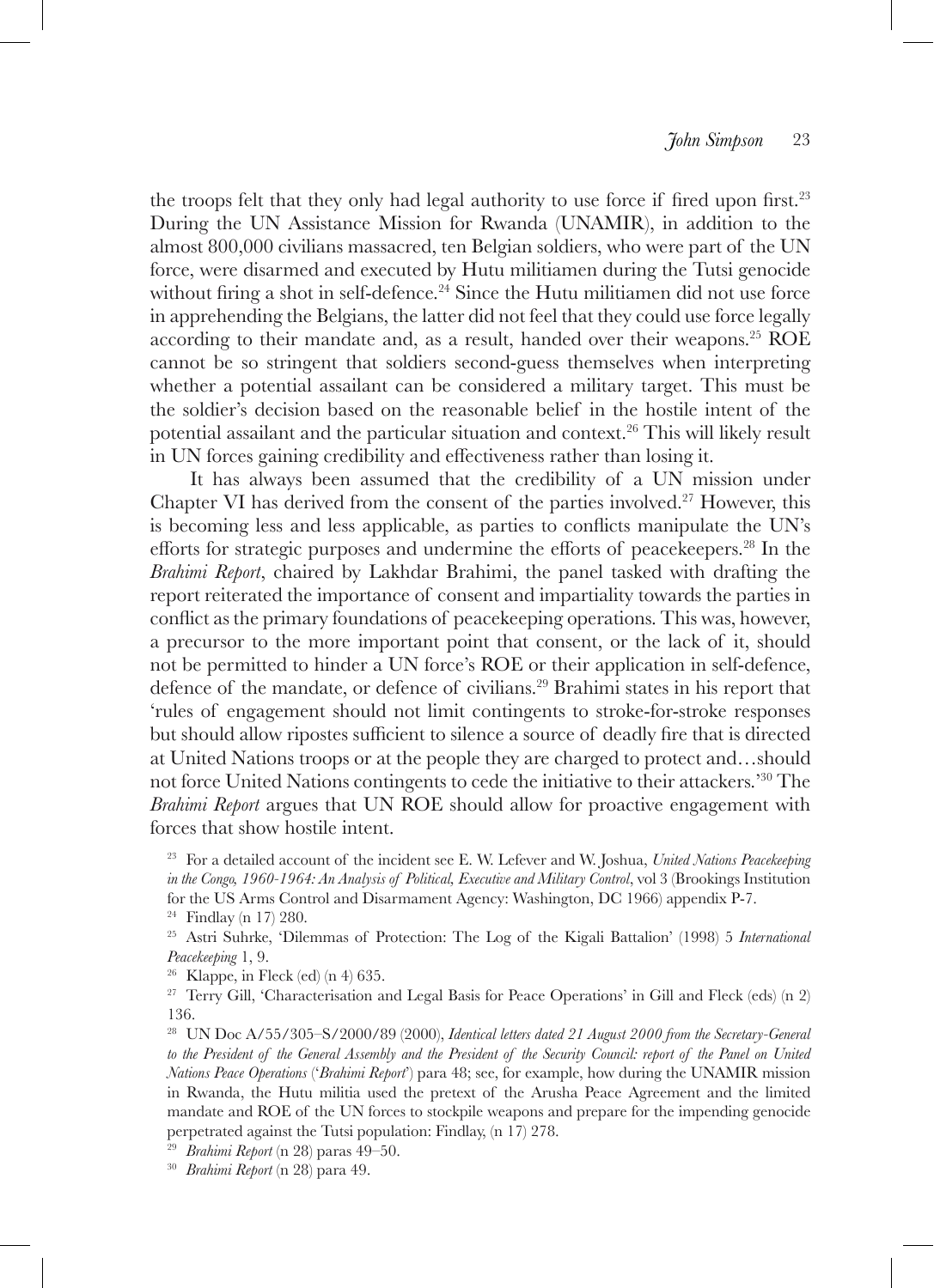the troops felt that they only had legal authority to use force if fired upon first.[23] During the UN Assistance Mission for Rwanda (UNAMIR), in addition to the almost 800,000 civilians massacred, ten Belgian soldiers, who were part of the UN force, were disarmed and executed by Hutu militiamen during the Tutsi genocide without firing a shot in self-defence.[24] Since the Hutu militiamen did not use force in apprehending the Belgians, the latter did not feel that they could use force legally according to their mandate and, as a result, handed over their weapons.[25] ROE cannot be so stringent that soldiers second-guess themselves when interpreting whether a potential assailant can be considered a military target. This must be the soldier's decision based on the reasonable belief in the hostile intent of the potential assailant and the particular situation and context.[26] This will likely result in UN forces gaining credibility and effectiveness rather than losing it.

It has always been assumed that the credibility of a UN mission under Chapter VI has derived from the consent of the parties involved.[27] However, this is becoming less and less applicable, as parties to conflicts manipulate the UN's efforts for strategic purposes and undermine the efforts of peacekeepers.[28] In the *Brahimi Report*, chaired by Lakhdar Brahimi, the panel tasked with drafting the report reiterated the importance of consent and impartiality towards the parties in conflict as the primary foundations of peacekeeping operations. This was, however, a precursor to the more important point that consent, or the lack of it, should not be permitted to hinder a UN force's ROE or their application in self-defence, defence of the mandate, or defence of civilians.[29] Brahimi states in his report that 'rules of engagement should not limit contingents to stroke-for-stroke responses but should allow ripostes sufficient to silence a source of deadly fire that is directed at United Nations troops or at the people they are charged to protect and…should not force United Nations contingents to cede the initiative to their attackers.'[30] The *Brahimi Report* argues that UN ROE should allow for proactive engagement with forces that show hostile intent.

[23] For a detailed account of the incident see E. W. Lefever and W. Joshua, *United Nations Peacekeeping in the Congo, 1960-1964: An Analysis of Political, Executive and Military Control*, vol 3 (Brookings Institution for the US Arms Control and Disarmament Agency: Washington, DC 1966) appendix P-7.

[24] Findlay (n 17) 280.

[25] Astri Suhrke, 'Dilemmas of Protection: The Log of the Kigali Battalion' (1998) 5 *International Peacekeeping* 1, 9.

[26] Klappe, in Fleck (ed) (n 4) 635.

[27] Terry Gill, 'Characterisation and Legal Basis for Peace Operations' in Gill and Fleck (eds) (n 2) 136.

[28] UN Doc A/55/305–S/2000/89 (2000), *Identical letters dated 21 August 2000 from the Secretary-General to the President of the General Assembly and the President of the Security Council: report of the Panel on United Nations Peace Operations* ('*Brahimi Report*') para 48; see, for example, how during the UNAMIR mission in Rwanda, the Hutu militia used the pretext of the Arusha Peace Agreement and the limited mandate and ROE of the UN forces to stockpile weapons and prepare for the impending genocide perpetrated against the Tutsi population: Findlay, (n 17) 278.

[29] *Brahimi Report* (n 28) paras 49–50.

[30] *Brahimi Report* (n 28) para 49.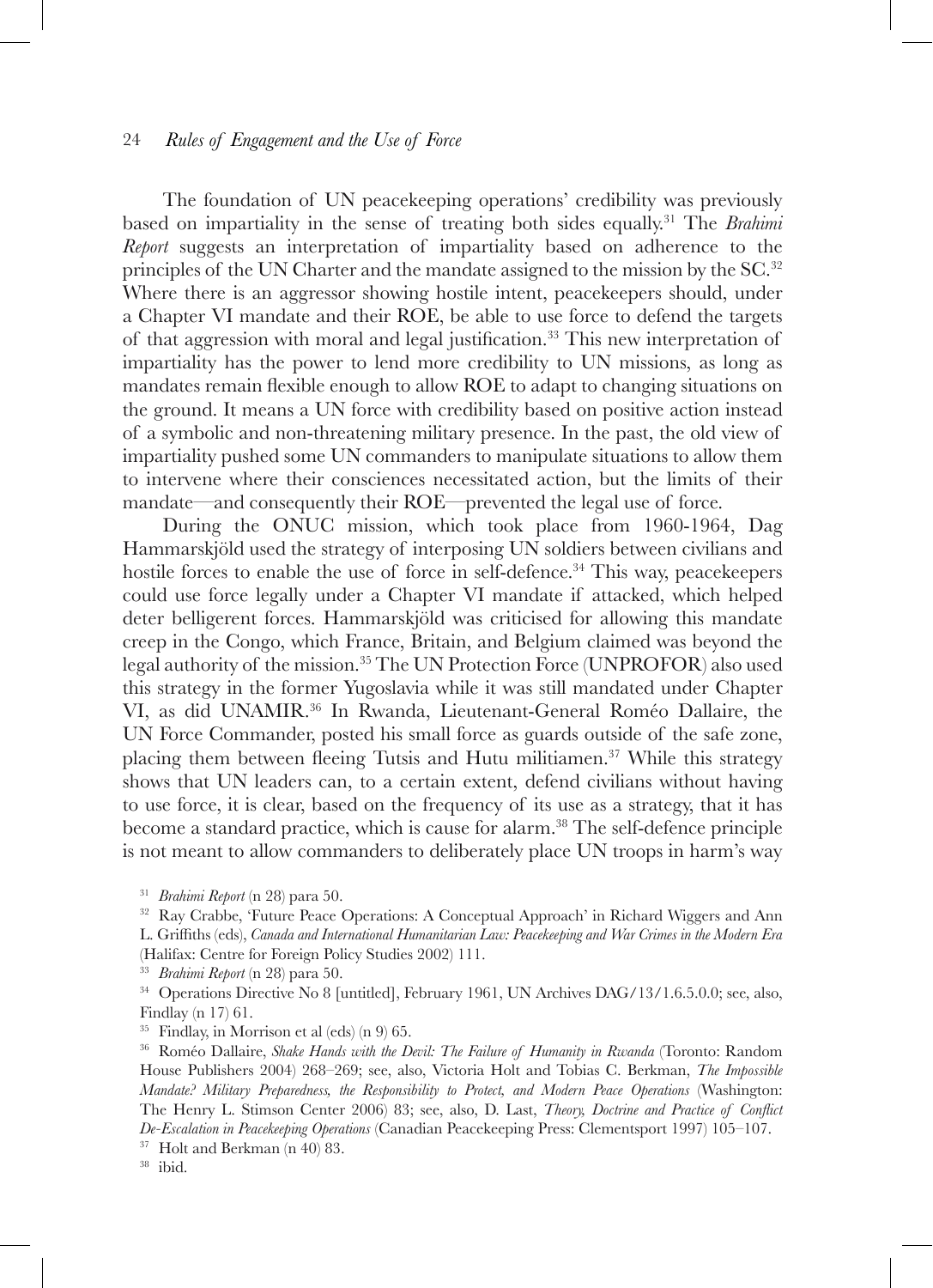The foundation of UN peacekeeping operations' credibility was previously based on impartiality in the sense of treating both sides equally.[31] The *Brahimi Report* suggests an interpretation of impartiality based on adherence to the principles of the UN Charter and the mandate assigned to the mission by the SC.[32] Where there is an aggressor showing hostile intent, peacekeepers should, under a Chapter VI mandate and their ROE, be able to use force to defend the targets of that aggression with moral and legal justification.[33] This new interpretation of impartiality has the power to lend more credibility to UN missions, as long as mandates remain flexible enough to allow ROE to adapt to changing situations on the ground. It means a UN force with credibility based on positive action instead of a symbolic and non-threatening military presence. In the past, the old view of impartiality pushed some UN commanders to manipulate situations to allow them to intervene where their consciences necessitated action, but the limits of their mandate—and consequently their ROE—prevented the legal use of force.

During the ONUC mission, which took place from 1960-1964, Dag Hammarskjöld used the strategy of interposing UN soldiers between civilians and hostile forces to enable the use of force in self-defence.[34] This way, peacekeepers could use force legally under a Chapter VI mandate if attacked, which helped deter belligerent forces. Hammarskjöld was criticised for allowing this mandate creep in the Congo, which France, Britain, and Belgium claimed was beyond the legal authority of the mission.[35] The UN Protection Force (UNPROFOR) also used this strategy in the former Yugoslavia while it was still mandated under Chapter VI, as did UNAMIR.[36] In Rwanda, Lieutenant-General Roméo Dallaire, the UN Force Commander, posted his small force as guards outside of the safe zone, placing them between fleeing Tutsis and Hutu militiamen.[37] While this strategy shows that UN leaders can, to a certain extent, defend civilians without having to use force, it is clear, based on the frequency of its use as a strategy, that it has become a standard practice, which is cause for alarm.[38] The self-defence principle is not meant to allow commanders to deliberately place UN troops in harm's way

[31] *Brahimi Report* (n 28) para 50.

[32] Ray Crabbe, 'Future Peace Operations: A Conceptual Approach' in Richard Wiggers and Ann L. Griffiths (eds), *Canada and International Humanitarian Law: Peacekeeping and War Crimes in the Modern Era* (Halifax: Centre for Foreign Policy Studies 2002) 111.

[33] *Brahimi Report* (n 28) para 50.

[34] Operations Directive No 8 [untitled], February 1961, UN Archives DAG/13/1.6.5.0.0; see, also, Findlay (n 17) 61.

[35] Findlay, in Morrison et al (eds) (n 9) 65.

[36] Roméo Dallaire, *Shake Hands with the Devil: The Failure of Humanity in Rwanda* (Toronto: Random House Publishers 2004) 268–269; see, also, Victoria Holt and Tobias C. Berkman, *The Impossible Mandate? Military Preparedness, the Responsibility to Protect, and Modern Peace Operations* (Washington: The Henry L. Stimson Center 2006) 83; see, also, D. Last, *Theory, Doctrine and Practice of Conflict De-Escalation in Peacekeeping Operations* (Canadian Peacekeeping Press: Clementsport 1997) 105–107.

[37] Holt and Berkman (n 40) 83.

[38] ibid.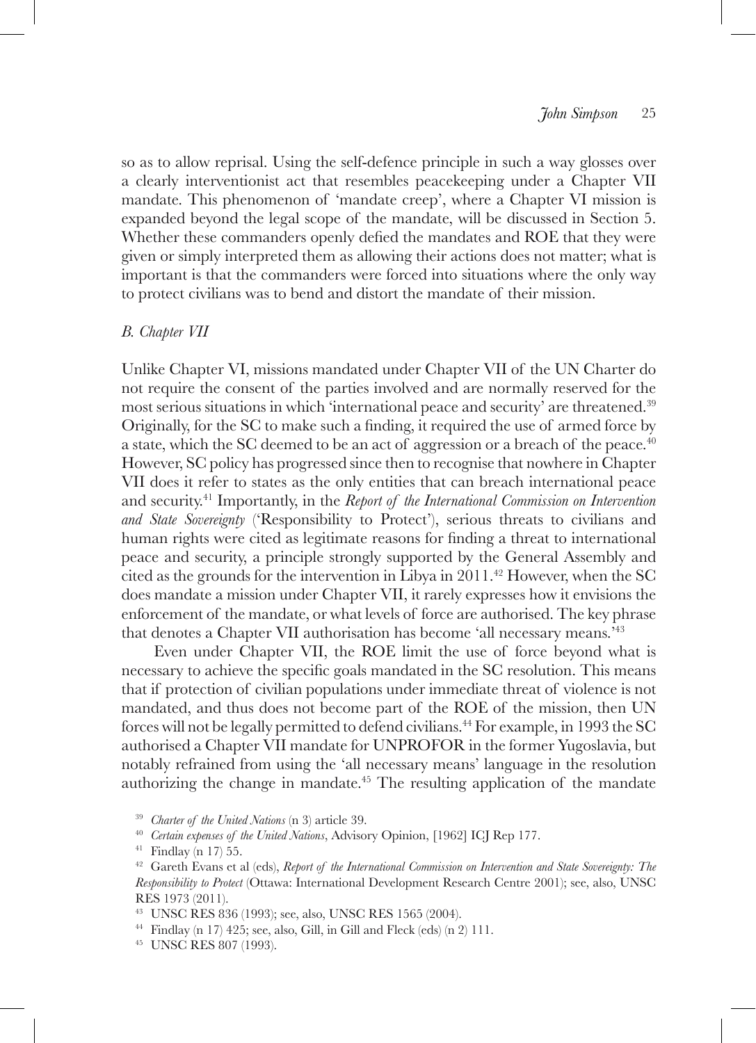so as to allow reprisal. Using the self-defence principle in such a way glosses over a clearly interventionist act that resembles peacekeeping under a Chapter VII mandate. This phenomenon of 'mandate creep', where a Chapter VI mission is expanded beyond the legal scope of the mandate, will be discussed in Section 5. Whether these commanders openly defied the mandates and ROE that they were given or simply interpreted them as allowing their actions does not matter; what is important is that the commanders were forced into situations where the only way to protect civilians was to bend and distort the mandate of their mission.

### *B. Chapter VII*

Unlike Chapter VI, missions mandated under Chapter VII of the UN Charter do not require the consent of the parties involved and are normally reserved for the most serious situations in which 'international peace and security' are threatened.[39] Originally, for the SC to make such a finding, it required the use of armed force by a state, which the SC deemed to be an act of aggression or a breach of the peace.[40] However, SC policy has progressed since then to recognise that nowhere in Chapter VII does it refer to states as the only entities that can breach international peace and security.[41] Importantly, in the *Report of the International Commission on Intervention and State Sovereignty* ('Responsibility to Protect'), serious threats to civilians and human rights were cited as legitimate reasons for finding a threat to international peace and security, a principle strongly supported by the General Assembly and cited as the grounds for the intervention in Libya in 2011.[42] However, when the SC does mandate a mission under Chapter VII, it rarely expresses how it envisions the enforcement of the mandate, or what levels of force are authorised. The key phrase that denotes a Chapter VII authorisation has become 'all necessary means.'[43]

Even under Chapter VII, the ROE limit the use of force beyond what is necessary to achieve the specific goals mandated in the SC resolution. This means that if protection of civilian populations under immediate threat of violence is not mandated, and thus does not become part of the ROE of the mission, then UN forces will not be legally permitted to defend civilians.[44] For example, in 1993 the SC authorised a Chapter VII mandate for UNPROFOR in the former Yugoslavia, but notably refrained from using the 'all necessary means' language in the resolution authorizing the change in mandate.[45] The resulting application of the mandate

---

[39] *Charter of the United Nations* (n 3) article 39.

[40] *Certain expenses of the United Nations*, Advisory Opinion, [1962] ICJ Rep 177.

[41] Findlay (n 17) 55.

[42] Gareth Evans et al (eds), *Report of the International Commission on Intervention and State Sovereignty: The Responsibility to Protect* (Ottawa: International Development Research Centre 2001); see, also, UNSC RES 1973 (2011).

[43] UNSC RES 836 (1993); see, also, UNSC RES 1565 (2004).

[44] Findlay (n 17) 425; see, also, Gill, in Gill and Fleck (eds) (n 2) 111.

[45] UNSC RES 807 (1993).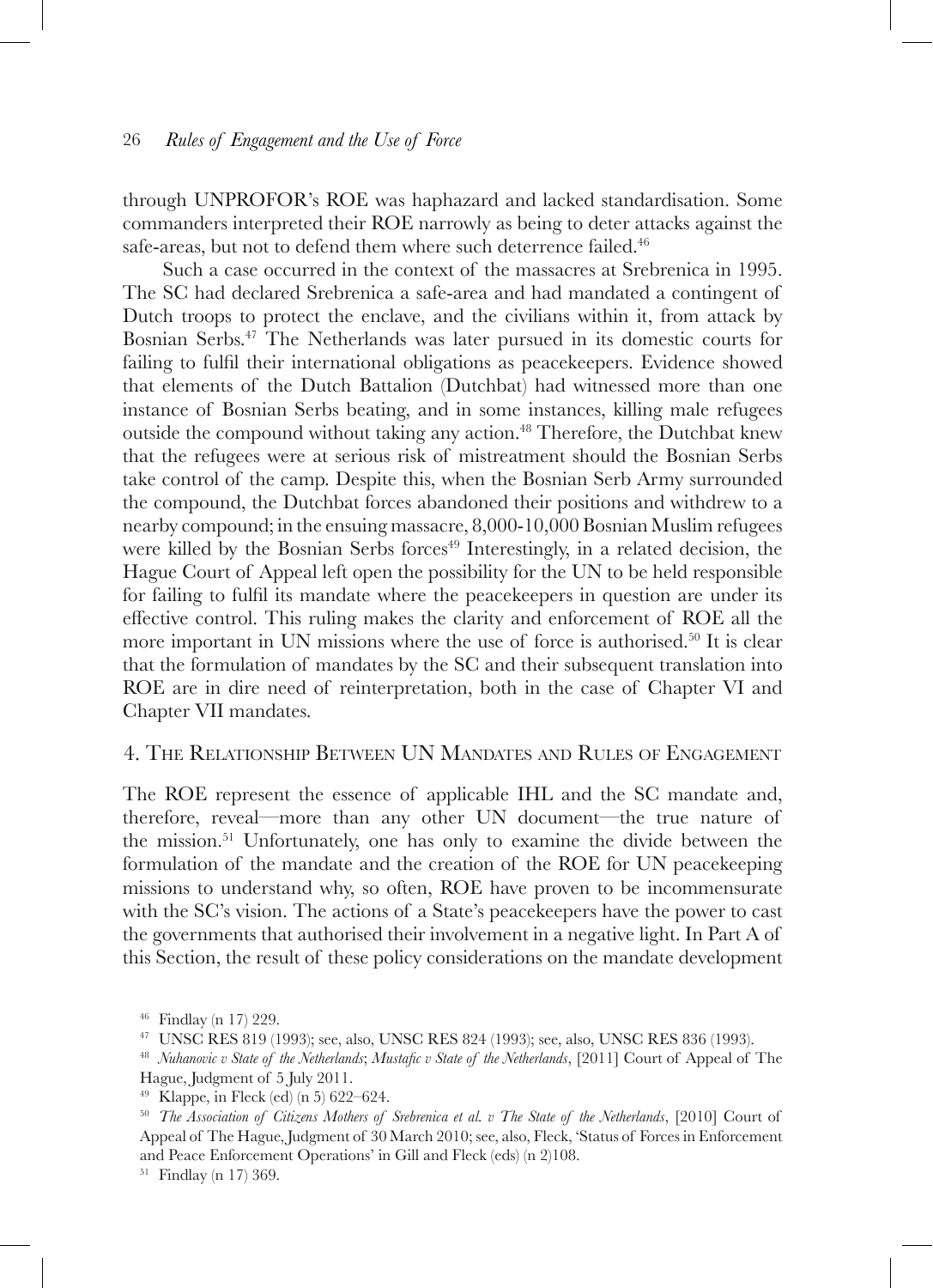through UNPROFOR's ROE was haphazard and lacked standardisation. Some commanders interpreted their ROE narrowly as being to deter attacks against the safe-areas, but not to defend them where such deterrence failed.[46]

Such a case occurred in the context of the massacres at Srebrenica in 1995. The SC had declared Srebrenica a safe-area and had mandated a contingent of Dutch troops to protect the enclave, and the civilians within it, from attack by Bosnian Serbs.[47] The Netherlands was later pursued in its domestic courts for failing to fulfil their international obligations as peacekeepers. Evidence showed that elements of the Dutch Battalion (Dutchbat) had witnessed more than one instance of Bosnian Serbs beating, and in some instances, killing male refugees outside the compound without taking any action.[48] Therefore, the Dutchbat knew that the refugees were at serious risk of mistreatment should the Bosnian Serbs take control of the camp. Despite this, when the Bosnian Serb Army surrounded the compound, the Dutchbat forces abandoned their positions and withdrew to a nearby compound; in the ensuing massacre, 8,000-10,000 Bosnian Muslim refugees were killed by the Bosnian Serbs forces[49] Interestingly, in a related decision, the Hague Court of Appeal left open the possibility for the UN to be held responsible for failing to fulfil its mandate where the peacekeepers in question are under its effective control. This ruling makes the clarity and enforcement of ROE all the more important in UN missions where the use of force is authorised.[50] It is clear that the formulation of mandates by the SC and their subsequent translation into ROE are in dire need of reinterpretation, both in the case of Chapter VI and Chapter VII mandates.

## 4. The Relationship Between UN Mandates and Rules of Engagement

The ROE represent the essence of applicable IHL and the SC mandate and, therefore, reveal—more than any other UN document—the true nature of the mission.[51] Unfortunately, one has only to examine the divide between the formulation of the mandate and the creation of the ROE for UN peacekeeping missions to understand why, so often, ROE have proven to be incommensurate with the SC's vision. The actions of a State's peacekeepers have the power to cast the governments that authorised their involvement in a negative light. In Part A of this Section, the result of these policy considerations on the mandate development

---

[46] Findlay (n 17) 229.

[47] UNSC RES 819 (1993); see, also, UNSC RES 824 (1993); see, also, UNSC RES 836 (1993).

[48] *Nuhanovic v State of the Netherlands*; *Mustafic v State of the Netherlands*, [2011] Court of Appeal of The Hague, Judgment of 5 July 2011.

[49] Klappe, in Fleck (ed) (n 5) 622–624.

[50] *The Association of Citizens Mothers of Srebrenica et al. v The State of the Netherlands*, [2010] Court of Appeal of The Hague, Judgment of 30 March 2010; see, also, Fleck, 'Status of Forces in Enforcement and Peace Enforcement Operations' in Gill and Fleck (eds) (n 2)108.

[51] Findlay (n 17) 369.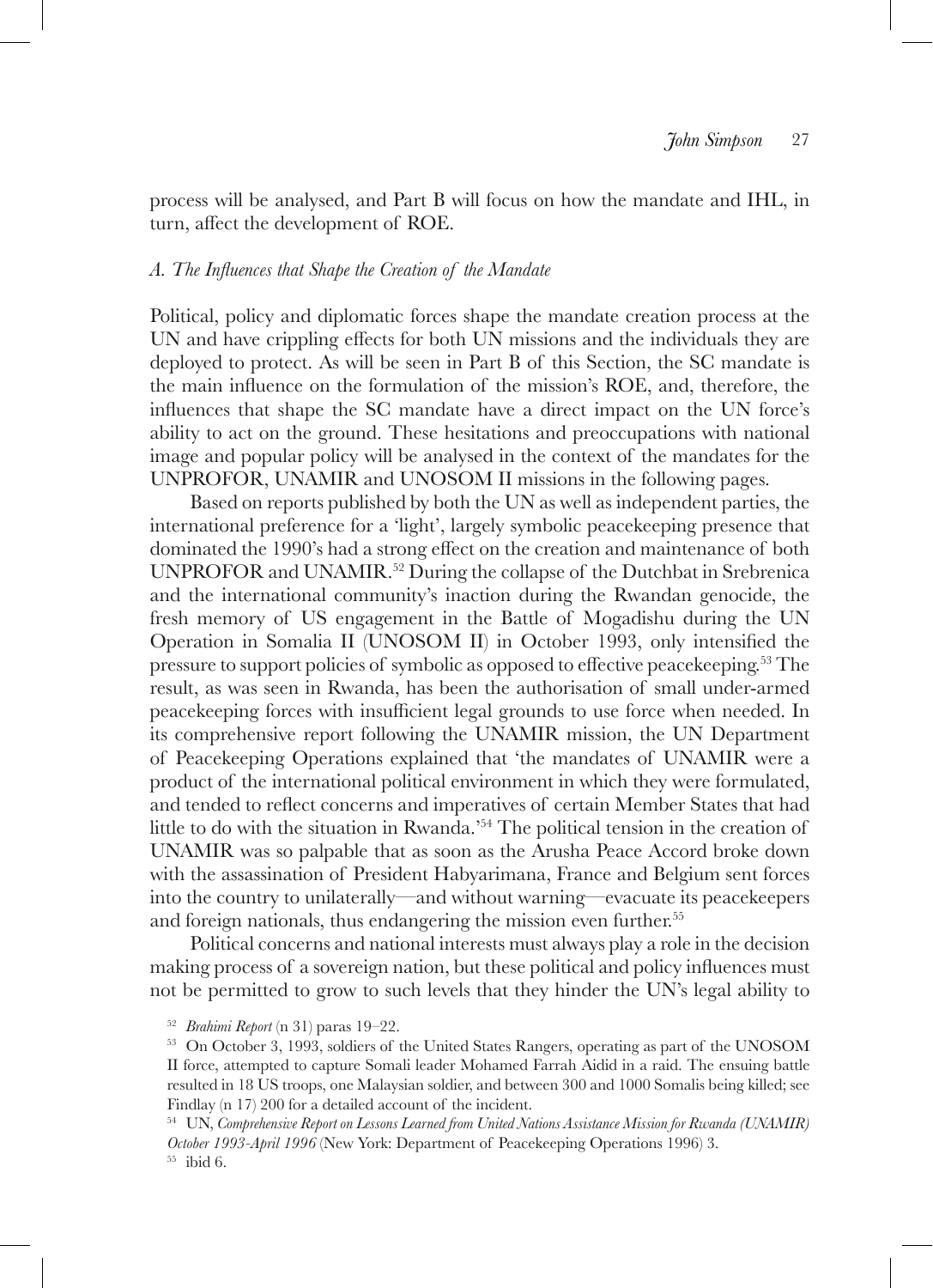process will be analysed, and Part B will focus on how the mandate and IHL, in turn, affect the development of ROE.

### *A. The Influences that Shape the Creation of the Mandate*

Political, policy and diplomatic forces shape the mandate creation process at the UN and have crippling effects for both UN missions and the individuals they are deployed to protect. As will be seen in Part B of this Section, the SC mandate is the main influence on the formulation of the mission's ROE, and, therefore, the influences that shape the SC mandate have a direct impact on the UN force's ability to act on the ground. These hesitations and preoccupations with national image and popular policy will be analysed in the context of the mandates for the UNPROFOR, UNAMIR and UNOSOM II missions in the following pages.

Based on reports published by both the UN as well as independent parties, the international preference for a 'light', largely symbolic peacekeeping presence that dominated the 1990's had a strong effect on the creation and maintenance of both UNPROFOR and UNAMIR.[52] During the collapse of the Dutchbat in Srebrenica and the international community's inaction during the Rwandan genocide, the fresh memory of US engagement in the Battle of Mogadishu during the UN Operation in Somalia II (UNOSOM II) in October 1993, only intensified the pressure to support policies of symbolic as opposed to effective peacekeeping.[53] The result, as was seen in Rwanda, has been the authorisation of small under-armed peacekeeping forces with insufficient legal grounds to use force when needed. In its comprehensive report following the UNAMIR mission, the UN Department of Peacekeeping Operations explained that 'the mandates of UNAMIR were a product of the international political environment in which they were formulated, and tended to reflect concerns and imperatives of certain Member States that had little to do with the situation in Rwanda.'[54] The political tension in the creation of UNAMIR was so palpable that as soon as the Arusha Peace Accord broke down with the assassination of President Habyarimana, France and Belgium sent forces into the country to unilaterally—and without warning—evacuate its peacekeepers and foreign nationals, thus endangering the mission even further.[55]

Political concerns and national interests must always play a role in the decision making process of a sovereign nation, but these political and policy influences must not be permitted to grow to such levels that they hinder the UN's legal ability to

[52] *Brahimi Report* (n 31) paras 19–22.

[53] On October 3, 1993, soldiers of the United States Rangers, operating as part of the UNOSOM II force, attempted to capture Somali leader Mohamed Farrah Aidid in a raid. The ensuing battle resulted in 18 US troops, one Malaysian soldier, and between 300 and 1000 Somalis being killed; see Findlay (n 17) 200 for a detailed account of the incident.

[54] UN, *Comprehensive Report on Lessons Learned from United Nations Assistance Mission for Rwanda (UNAMIR) October 1993-April 1996* (New York: Department of Peacekeeping Operations 1996) 3.

[55] ibid 6.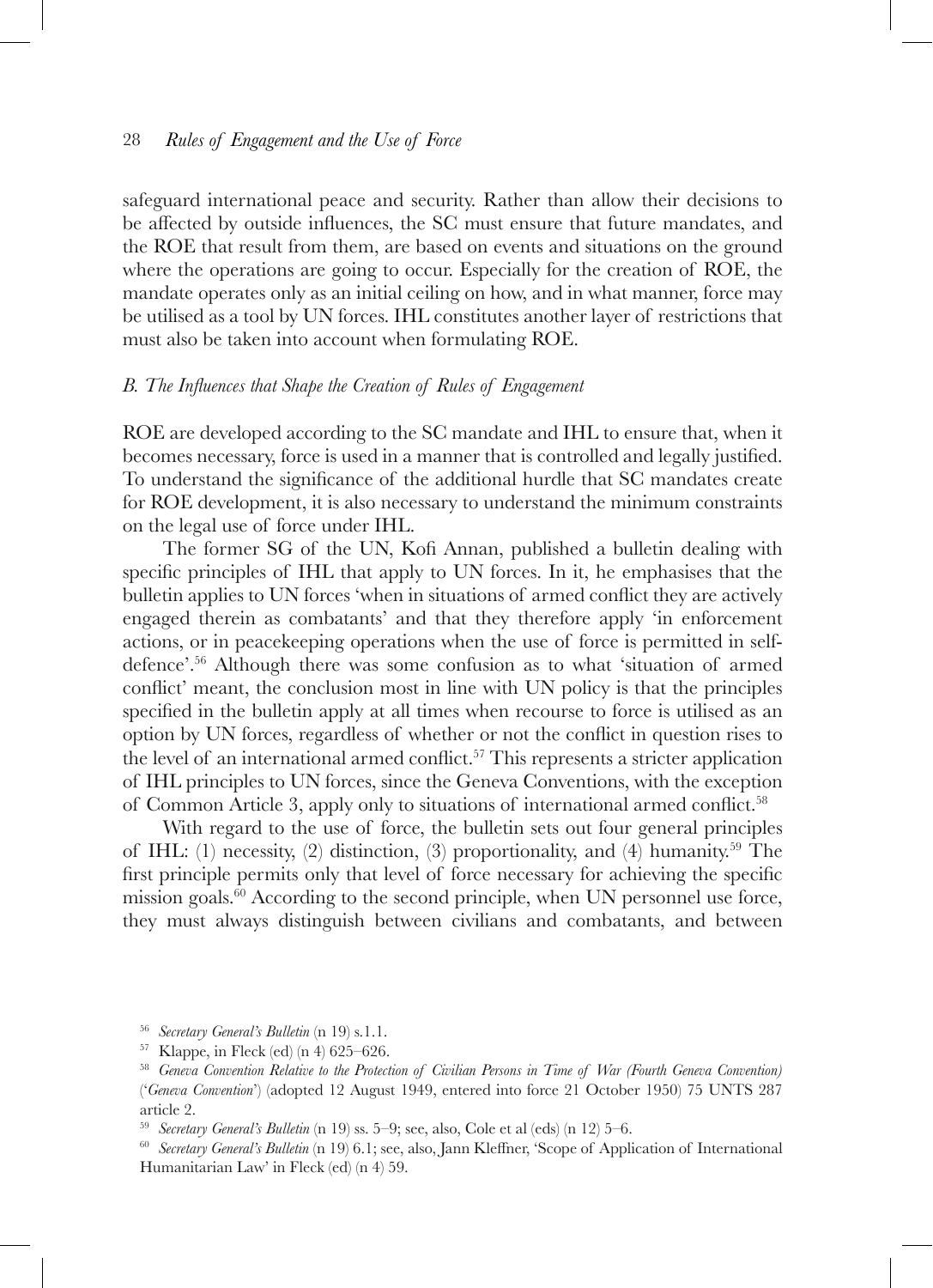safeguard international peace and security. Rather than allow their decisions to be affected by outside influences, the SC must ensure that future mandates, and the ROE that result from them, are based on events and situations on the ground where the operations are going to occur. Especially for the creation of ROE, the mandate operates only as an initial ceiling on how, and in what manner, force may be utilised as a tool by UN forces. IHL constitutes another layer of restrictions that must also be taken into account when formulating ROE.

### *B. The Influences that Shape the Creation of Rules of Engagement*

ROE are developed according to the SC mandate and IHL to ensure that, when it becomes necessary, force is used in a manner that is controlled and legally justified. To understand the significance of the additional hurdle that SC mandates create for ROE development, it is also necessary to understand the minimum constraints on the legal use of force under IHL.

The former SG of the UN, Kofi Annan, published a bulletin dealing with specific principles of IHL that apply to UN forces. In it, he emphasises that the bulletin applies to UN forces 'when in situations of armed conflict they are actively engaged therein as combatants' and that they therefore apply 'in enforcement actions, or in peacekeeping operations when the use of force is permitted in self-defence'.[56] Although there was some confusion as to what 'situation of armed conflict' meant, the conclusion most in line with UN policy is that the principles specified in the bulletin apply at all times when recourse to force is utilised as an option by UN forces, regardless of whether or not the conflict in question rises to the level of an international armed conflict.[57] This represents a stricter application of IHL principles to UN forces, since the Geneva Conventions, with the exception of Common Article 3, apply only to situations of international armed conflict.[58]

With regard to the use of force, the bulletin sets out four general principles of IHL: (1) necessity, (2) distinction, (3) proportionality, and (4) humanity.[59] The first principle permits only that level of force necessary for achieving the specific mission goals.[60] According to the second principle, when UN personnel use force, they must always distinguish between civilians and combatants, and between

---

[56] *Secretary General's Bulletin* (n 19) s.1.1.

[57] Klappe, in Fleck (ed) (n 4) 625–626.

[58] *Geneva Convention Relative to the Protection of Civilian Persons in Time of War (Fourth Geneva Convention)* ('*Geneva Convention*') (adopted 12 August 1949, entered into force 21 October 1950) 75 UNTS 287 article 2.

[59] *Secretary General's Bulletin* (n 19) ss. 5–9; see, also, Cole et al (eds) (n 12) 5–6.

[60] *Secretary General's Bulletin* (n 19) 6.1; see, also, Jann Kleffner, 'Scope of Application of International Humanitarian Law' in Fleck (ed) (n 4) 59.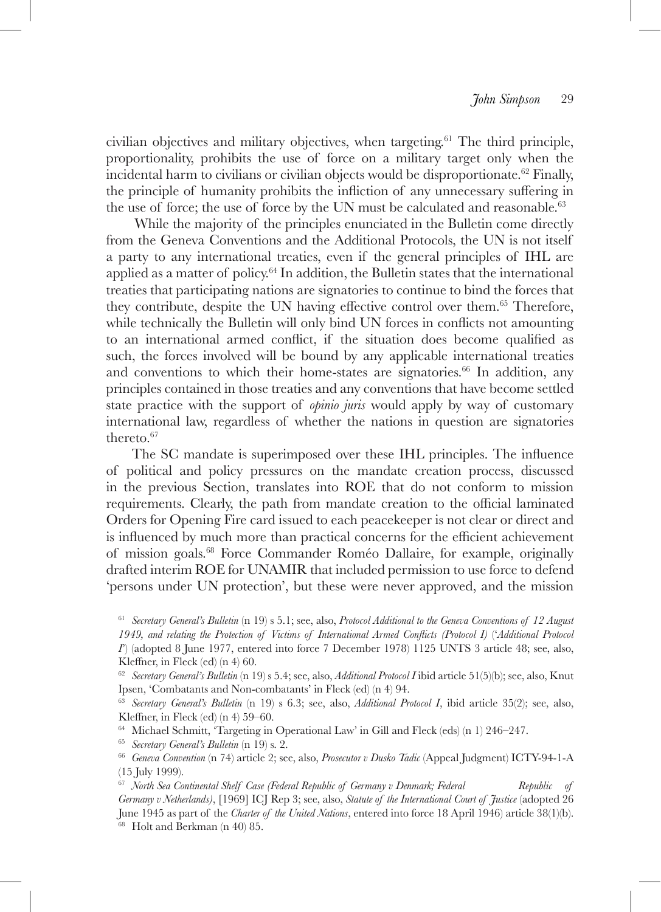civilian objectives and military objectives, when targeting.[61] The third principle, proportionality, prohibits the use of force on a military target only when the incidental harm to civilians or civilian objects would be disproportionate.[62] Finally, the principle of humanity prohibits the infliction of any unnecessary suffering in the use of force; the use of force by the UN must be calculated and reasonable.[63]

While the majority of the principles enunciated in the Bulletin come directly from the Geneva Conventions and the Additional Protocols, the UN is not itself a party to any international treaties, even if the general principles of IHL are applied as a matter of policy.[64] In addition, the Bulletin states that the international treaties that participating nations are signatories to continue to bind the forces that they contribute, despite the UN having effective control over them.[65] Therefore, while technically the Bulletin will only bind UN forces in conflicts not amounting to an international armed conflict, if the situation does become qualified as such, the forces involved will be bound by any applicable international treaties and conventions to which their home-states are signatories.[66] In addition, any principles contained in those treaties and any conventions that have become settled state practice with the support of *opinio juris* would apply by way of customary international law, regardless of whether the nations in question are signatories thereto.[67]

The SC mandate is superimposed over these IHL principles. The influence of political and policy pressures on the mandate creation process, discussed in the previous Section, translates into ROE that do not conform to mission requirements. Clearly, the path from mandate creation to the official laminated Orders for Opening Fire card issued to each peacekeeper is not clear or direct and is influenced by much more than practical concerns for the efficient achievement of mission goals.[68] Force Commander Roméo Dallaire, for example, originally drafted interim ROE for UNAMIR that included permission to use force to defend 'persons under UN protection', but these were never approved, and the mission

---

[61] *Secretary General's Bulletin* (n 19) s 5.1; see, also, *Protocol Additional to the Geneva Conventions of 12 August 1949, and relating the Protection of Victims of International Armed Conflicts (Protocol I)* ('*Additional Protocol I*') (adopted 8 June 1977, entered into force 7 December 1978) 1125 UNTS 3 article 48; see, also, Kleffner, in Fleck (ed) (n 4) 60.

[62] *Secretary General's Bulletin* (n 19) s 5.4; see, also, *Additional Protocol I* ibid article 51(5)(b); see, also, Knut Ipsen, 'Combatants and Non-combatants' in Fleck (ed) (n 4) 94.

[63] *Secretary General's Bulletin* (n 19) s 6.3; see, also, *Additional Protocol I*, ibid article 35(2); see, also, Kleffner, in Fleck (ed) (n 4) 59–60.

[64] Michael Schmitt, 'Targeting in Operational Law' in Gill and Fleck (eds) (n 1) 246–247.

[65] *Secretary General's Bulletin* (n 19) s. 2.

[66] *Geneva Convention* (n 74) article 2; see, also, *Prosecutor v Dusko Tadic* (Appeal Judgment) ICTY-94-1-A (15 July 1999).

[67] *North Sea Continental Shelf Case (Federal Republic of Germany v Denmark; Federal Republic of Germany v Netherlands)*, [1969] ICJ Rep 3; see, also, *Statute of the International Court of Justice* (adopted 26 June 1945 as part of the *Charter of the United Nations*, entered into force 18 April 1946) article 38(1)(b).

[68] Holt and Berkman (n 40) 85.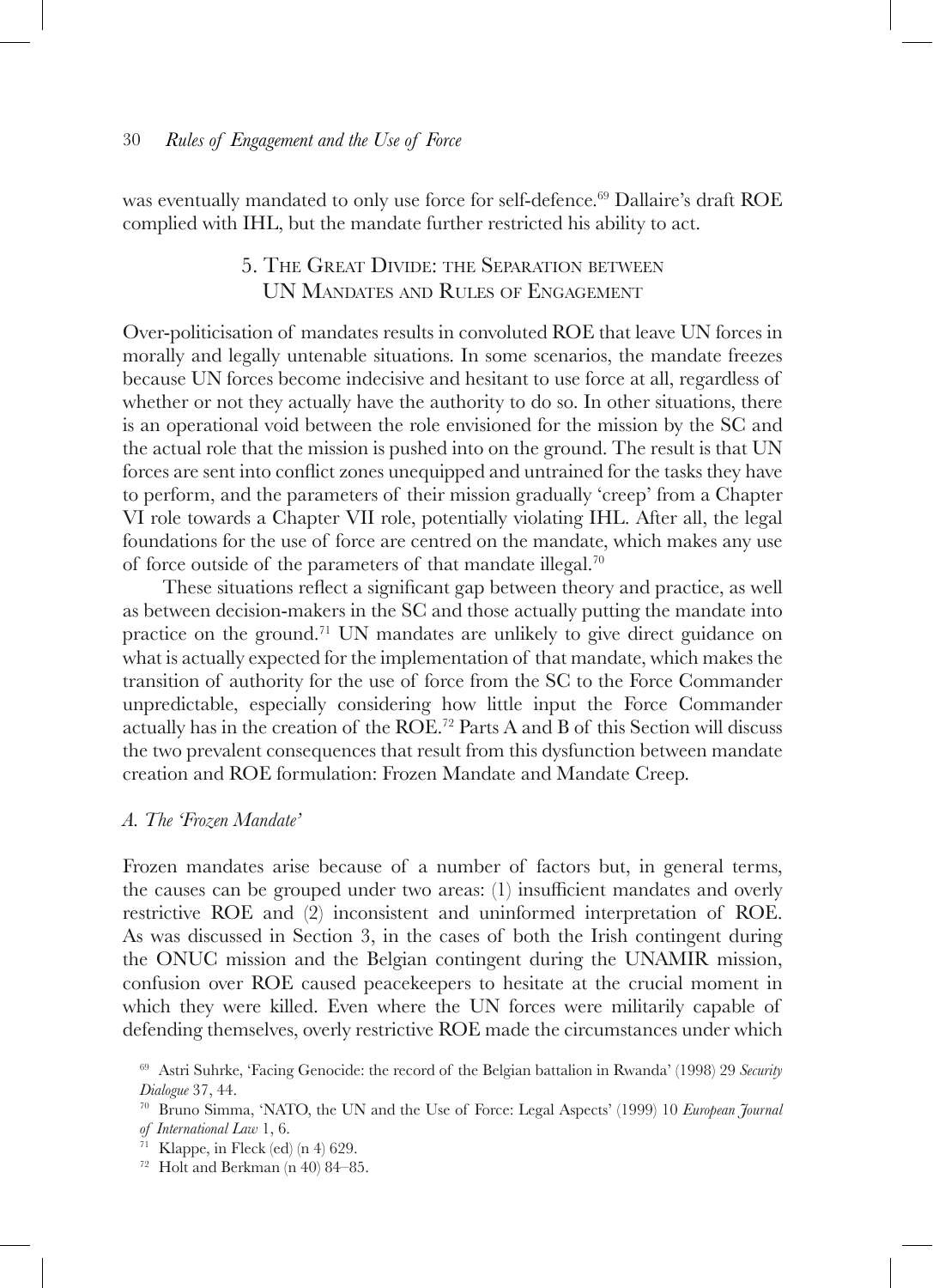was eventually mandated to only use force for self-defence.[69] Dallaire's draft ROE complied with IHL, but the mandate further restricted his ability to act.

## 5. The Great Divide: the Separation between UN Mandates and Rules of Engagement

Over-politicisation of mandates results in convoluted ROE that leave UN forces in morally and legally untenable situations. In some scenarios, the mandate freezes because UN forces become indecisive and hesitant to use force at all, regardless of whether or not they actually have the authority to do so. In other situations, there is an operational void between the role envisioned for the mission by the SC and the actual role that the mission is pushed into on the ground. The result is that UN forces are sent into conflict zones unequipped and untrained for the tasks they have to perform, and the parameters of their mission gradually 'creep' from a Chapter VI role towards a Chapter VII role, potentially violating IHL. After all, the legal foundations for the use of force are centred on the mandate, which makes any use of force outside of the parameters of that mandate illegal.[70]

These situations reflect a significant gap between theory and practice, as well as between decision-makers in the SC and those actually putting the mandate into practice on the ground.[71] UN mandates are unlikely to give direct guidance on what is actually expected for the implementation of that mandate, which makes the transition of authority for the use of force from the SC to the Force Commander unpredictable, especially considering how little input the Force Commander actually has in the creation of the ROE.[72] Parts A and B of this Section will discuss the two prevalent consequences that result from this dysfunction between mandate creation and ROE formulation: Frozen Mandate and Mandate Creep.

### *A. The 'Frozen Mandate'*

Frozen mandates arise because of a number of factors but, in general terms, the causes can be grouped under two areas: (1) insufficient mandates and overly restrictive ROE and (2) inconsistent and uninformed interpretation of ROE. As was discussed in Section 3, in the cases of both the Irish contingent during the ONUC mission and the Belgian contingent during the UNAMIR mission, confusion over ROE caused peacekeepers to hesitate at the crucial moment in which they were killed. Even where the UN forces were militarily capable of defending themselves, overly restrictive ROE made the circumstances under which

---

[69] Astri Suhrke, 'Facing Genocide: the record of the Belgian battalion in Rwanda' (1998) 29 *Security Dialogue* 37, 44.

[70] Bruno Simma, 'NATO, the UN and the Use of Force: Legal Aspects' (1999) 10 *European Journal of International Law* 1, 6.

[71] Klappe, in Fleck (ed) (n 4) 629.

[72] Holt and Berkman (n 40) 84–85.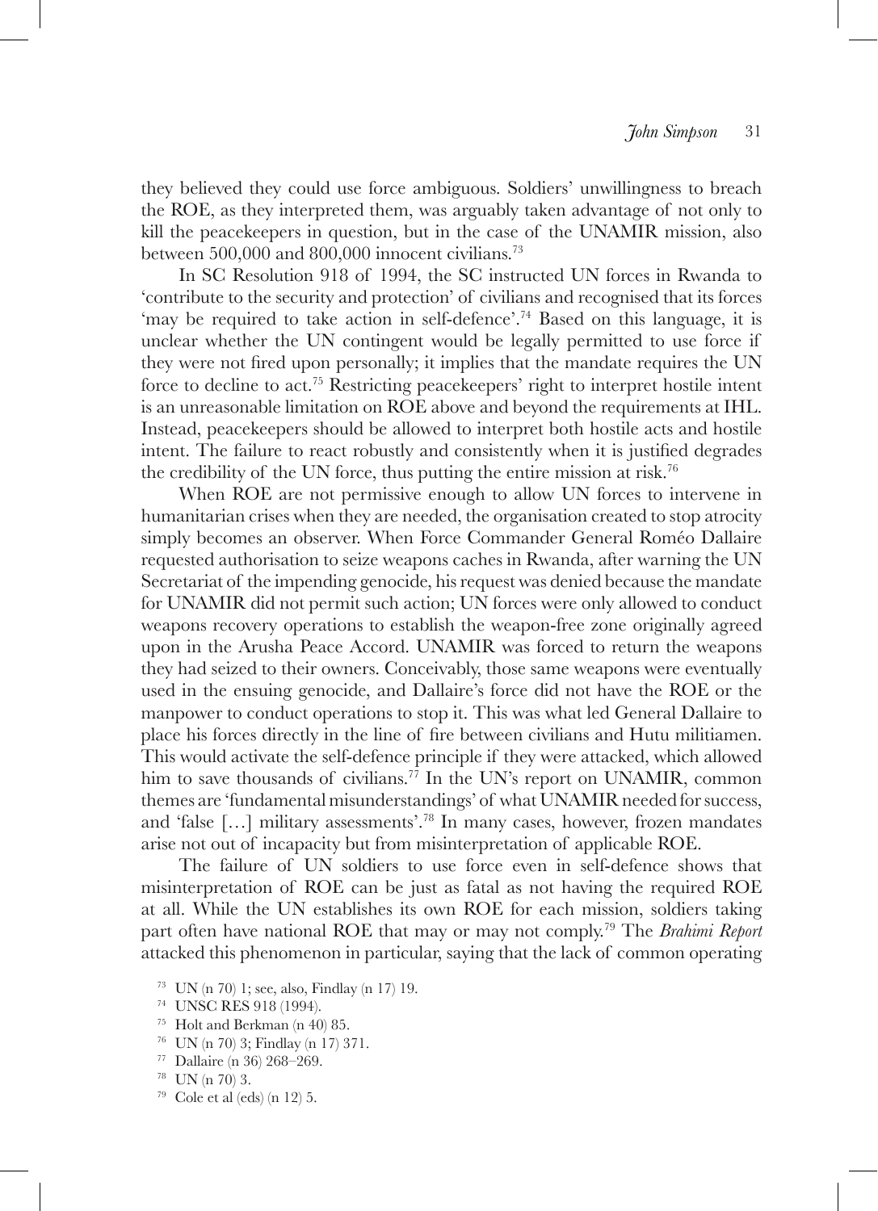they believed they could use force ambiguous. Soldiers' unwillingness to breach the ROE, as they interpreted them, was arguably taken advantage of not only to kill the peacekeepers in question, but in the case of the UNAMIR mission, also between 500,000 and 800,000 innocent civilians.[73]

In SC Resolution 918 of 1994, the SC instructed UN forces in Rwanda to 'contribute to the security and protection' of civilians and recognised that its forces 'may be required to take action in self-defence'.[74] Based on this language, it is unclear whether the UN contingent would be legally permitted to use force if they were not fired upon personally; it implies that the mandate requires the UN force to decline to act.[75] Restricting peacekeepers' right to interpret hostile intent is an unreasonable limitation on ROE above and beyond the requirements at IHL. Instead, peacekeepers should be allowed to interpret both hostile acts and hostile intent. The failure to react robustly and consistently when it is justified degrades the credibility of the UN force, thus putting the entire mission at risk.[76]

When ROE are not permissive enough to allow UN forces to intervene in humanitarian crises when they are needed, the organisation created to stop atrocity simply becomes an observer. When Force Commander General Roméo Dallaire requested authorisation to seize weapons caches in Rwanda, after warning the UN Secretariat of the impending genocide, his request was denied because the mandate for UNAMIR did not permit such action; UN forces were only allowed to conduct weapons recovery operations to establish the weapon-free zone originally agreed upon in the Arusha Peace Accord. UNAMIR was forced to return the weapons they had seized to their owners. Conceivably, those same weapons were eventually used in the ensuing genocide, and Dallaire's force did not have the ROE or the manpower to conduct operations to stop it. This was what led General Dallaire to place his forces directly in the line of fire between civilians and Hutu militiamen. This would activate the self-defence principle if they were attacked, which allowed him to save thousands of civilians.[77] In the UN's report on UNAMIR, common themes are 'fundamental misunderstandings' of what UNAMIR needed for success, and 'false […] military assessments'.[78] In many cases, however, frozen mandates arise not out of incapacity but from misinterpretation of applicable ROE.

The failure of UN soldiers to use force even in self-defence shows that misinterpretation of ROE can be just as fatal as not having the required ROE at all. While the UN establishes its own ROE for each mission, soldiers taking part often have national ROE that may or may not comply.[79] The *Brahimi Report* attacked this phenomenon in particular, saying that the lack of common operating

[73] UN (n 70) 1; see, also, Findlay (n 17) 19.

[74] UNSC RES 918 (1994).

[75] Holt and Berkman (n 40) 85.

[76] UN (n 70) 3; Findlay (n 17) 371.

[77] Dallaire (n 36) 268–269.

[78] UN (n 70) 3.

[79] Cole et al (eds) (n 12) 5.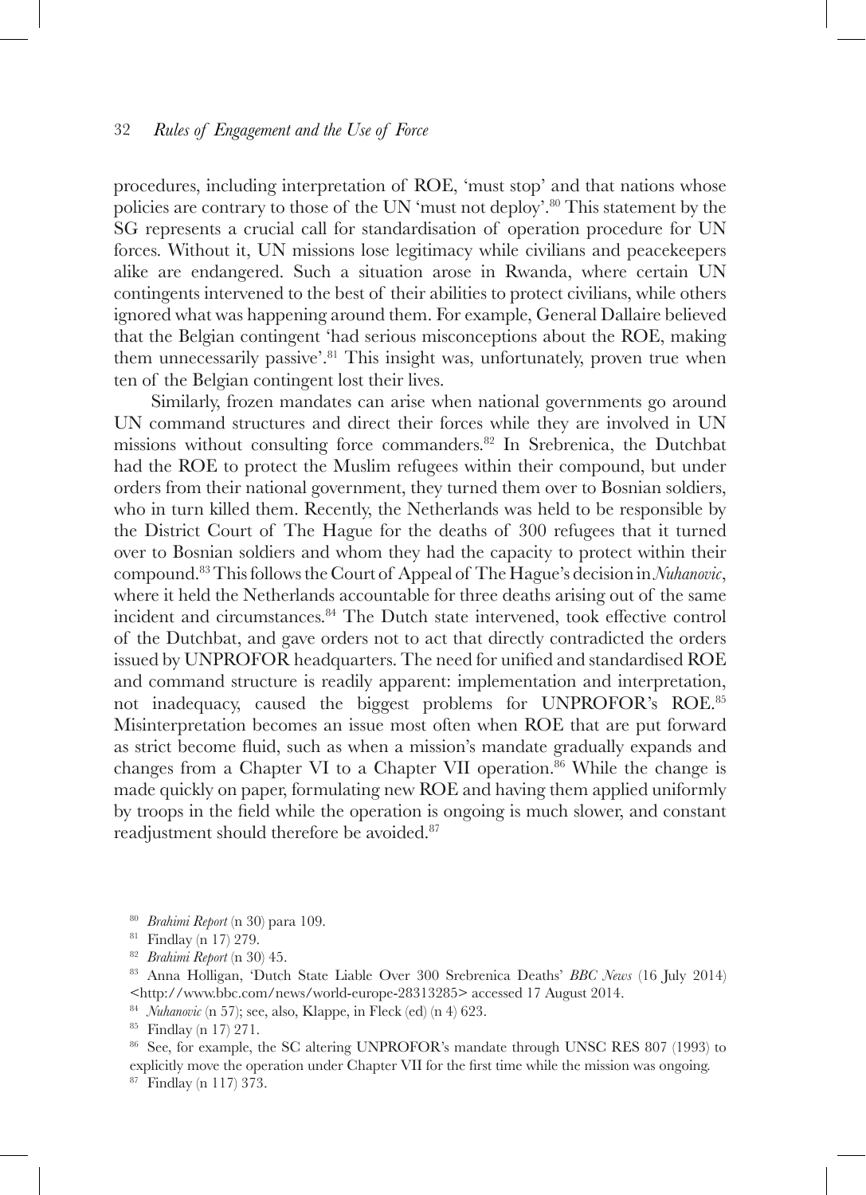procedures, including interpretation of ROE, 'must stop' and that nations whose policies are contrary to those of the UN 'must not deploy'.[80] This statement by the SG represents a crucial call for standardisation of operation procedure for UN forces. Without it, UN missions lose legitimacy while civilians and peacekeepers alike are endangered. Such a situation arose in Rwanda, where certain UN contingents intervened to the best of their abilities to protect civilians, while others ignored what was happening around them. For example, General Dallaire believed that the Belgian contingent 'had serious misconceptions about the ROE, making them unnecessarily passive'.[81] This insight was, unfortunately, proven true when ten of the Belgian contingent lost their lives.

Similarly, frozen mandates can arise when national governments go around UN command structures and direct their forces while they are involved in UN missions without consulting force commanders.[82] In Srebrenica, the Dutchbat had the ROE to protect the Muslim refugees within their compound, but under orders from their national government, they turned them over to Bosnian soldiers, who in turn killed them. Recently, the Netherlands was held to be responsible by the District Court of The Hague for the deaths of 300 refugees that it turned over to Bosnian soldiers and whom they had the capacity to protect within their compound.[83] This follows the Court of Appeal of The Hague's decision in *Nuhanovic*, where it held the Netherlands accountable for three deaths arising out of the same incident and circumstances.[84] The Dutch state intervened, took effective control of the Dutchbat, and gave orders not to act that directly contradicted the orders issued by UNPROFOR headquarters. The need for unified and standardised ROE and command structure is readily apparent: implementation and interpretation, not inadequacy, caused the biggest problems for UNPROFOR's ROE.[85] Misinterpretation becomes an issue most often when ROE that are put forward as strict become fluid, such as when a mission's mandate gradually expands and changes from a Chapter VI to a Chapter VII operation.[86] While the change is made quickly on paper, formulating new ROE and having them applied uniformly by troops in the field while the operation is ongoing is much slower, and constant readjustment should therefore be avoided.[87]

---

[80] *Brahimi Report* (n 30) para 109.

[81] Findlay (n 17) 279.

[82] *Brahimi Report* (n 30) 45.

[83] Anna Holligan, 'Dutch State Liable Over 300 Srebrenica Deaths' *BBC News* (16 July 2014) <http://www.bbc.com/news/world-europe-28313285> accessed 17 August 2014.

[84] *Nuhanovic* (n 57); see, also, Klappe, in Fleck (ed) (n 4) 623.

[85] Findlay (n 17) 271.

[86] See, for example, the SC altering UNPROFOR's mandate through UNSC RES 807 (1993) to explicitly move the operation under Chapter VII for the first time while the mission was ongoing.

[87] Findlay (n 117) 373.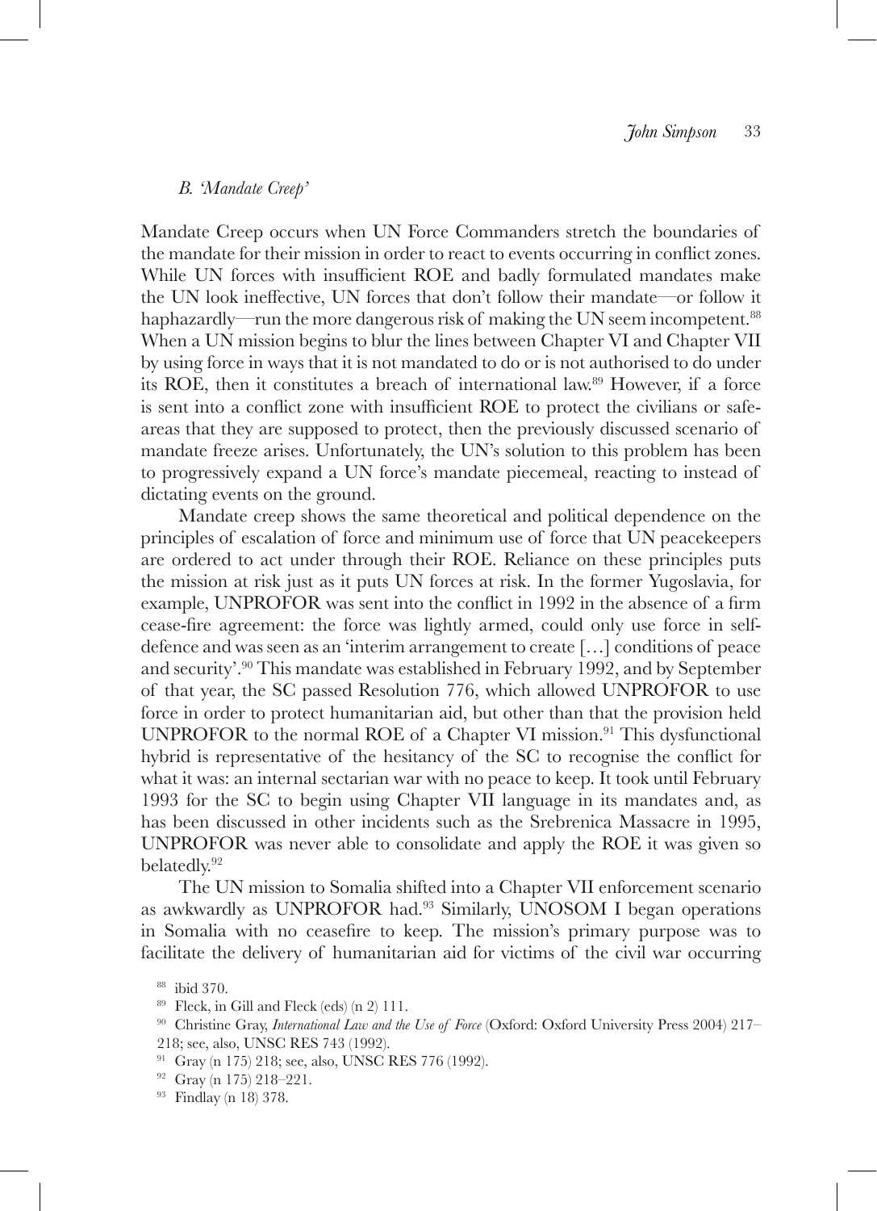### *B. 'Mandate Creep'*

Mandate Creep occurs when UN Force Commanders stretch the boundaries of the mandate for their mission in order to react to events occurring in conflict zones. While UN forces with insufficient ROE and badly formulated mandates make the UN look ineffective, UN forces that don't follow their mandate—or follow it haphazardly—run the more dangerous risk of making the UN seem incompetent.[88] When a UN mission begins to blur the lines between Chapter VI and Chapter VII by using force in ways that it is not mandated to do or is not authorised to do under its ROE, then it constitutes a breach of international law.[89] However, if a force is sent into a conflict zone with insufficient ROE to protect the civilians or safe-areas that they are supposed to protect, then the previously discussed scenario of mandate freeze arises. Unfortunately, the UN's solution to this problem has been to progressively expand a UN force's mandate piecemeal, reacting to instead of dictating events on the ground.

Mandate creep shows the same theoretical and political dependence on the principles of escalation of force and minimum use of force that UN peacekeepers are ordered to act under through their ROE. Reliance on these principles puts the mission at risk just as it puts UN forces at risk. In the former Yugoslavia, for example, UNPROFOR was sent into the conflict in 1992 in the absence of a firm cease-fire agreement: the force was lightly armed, could only use force in self-defence and was seen as an 'interim arrangement to create […] conditions of peace and security'.[90] This mandate was established in February 1992, and by September of that year, the SC passed Resolution 776, which allowed UNPROFOR to use force in order to protect humanitarian aid, but other than that the provision held UNPROFOR to the normal ROE of a Chapter VI mission.[91] This dysfunctional hybrid is representative of the hesitancy of the SC to recognise the conflict for what it was: an internal sectarian war with no peace to keep. It took until February 1993 for the SC to begin using Chapter VII language in its mandates and, as has been discussed in other incidents such as the Srebrenica Massacre in 1995, UNPROFOR was never able to consolidate and apply the ROE it was given so belatedly.[92]

The UN mission to Somalia shifted into a Chapter VII enforcement scenario as awkwardly as UNPROFOR had.[93] Similarly, UNOSOM I began operations in Somalia with no ceasefire to keep. The mission's primary purpose was to facilitate the delivery of humanitarian aid for victims of the civil war occurring

[88] ibid 370.

[89] Fleck, in Gill and Fleck (eds) (n 2) 111.

[90] Christine Gray, *International Law and the Use of Force* (Oxford: Oxford University Press 2004) 217–218; see, also, UNSC RES 743 (1992).

[91] Gray (n 175) 218; see, also, UNSC RES 776 (1992).

[92] Gray (n 175) 218–221.

[93] Findlay (n 18) 378.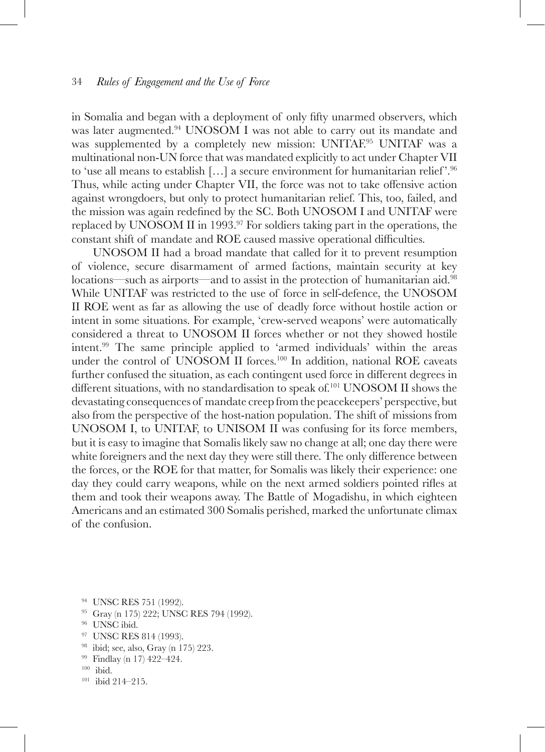in Somalia and began with a deployment of only fifty unarmed observers, which was later augmented.[94] UNOSOM I was not able to carry out its mandate and was supplemented by a completely new mission: UNITAF.[95] UNITAF was a multinational non-UN force that was mandated explicitly to act under Chapter VII to 'use all means to establish […] a secure environment for humanitarian relief'.[96] Thus, while acting under Chapter VII, the force was not to take offensive action against wrongdoers, but only to protect humanitarian relief. This, too, failed, and the mission was again redefined by the SC. Both UNOSOM I and UNITAF were replaced by UNOSOM II in 1993.[97] For soldiers taking part in the operations, the constant shift of mandate and ROE caused massive operational difficulties.

UNOSOM II had a broad mandate that called for it to prevent resumption of violence, secure disarmament of armed factions, maintain security at key locations—such as airports—and to assist in the protection of humanitarian aid.[98] While UNITAF was restricted to the use of force in self-defence, the UNOSOM II ROE went as far as allowing the use of deadly force without hostile action or intent in some situations. For example, 'crew-served weapons' were automatically considered a threat to UNOSOM II forces whether or not they showed hostile intent.[99] The same principle applied to 'armed individuals' within the areas under the control of UNOSOM II forces.[100] In addition, national ROE caveats further confused the situation, as each contingent used force in different degrees in different situations, with no standardisation to speak of.[101] UNOSOM II shows the devastating consequences of mandate creep from the peacekeepers' perspective, but also from the perspective of the host-nation population. The shift of missions from UNOSOM I, to UNITAF, to UNISOM II was confusing for its force members, but it is easy to imagine that Somalis likely saw no change at all; one day there were white foreigners and the next day they were still there. The only difference between the forces, or the ROE for that matter, for Somalis was likely their experience: one day they could carry weapons, while on the next armed soldiers pointed rifles at them and took their weapons away. The Battle of Mogadishu, in which eighteen Americans and an estimated 300 Somalis perished, marked the unfortunate climax of the confusion.

[94] UNSC RES 751 (1992).

[95] Gray (n 175) 222; UNSC RES 794 (1992).

[96] UNSC ibid.

[97] UNSC RES 814 (1993).

[98] ibid; see, also, Gray (n 175) 223.

[99] Findlay (n 17) 422–424.

[100] ibid.

[101] ibid 214–215.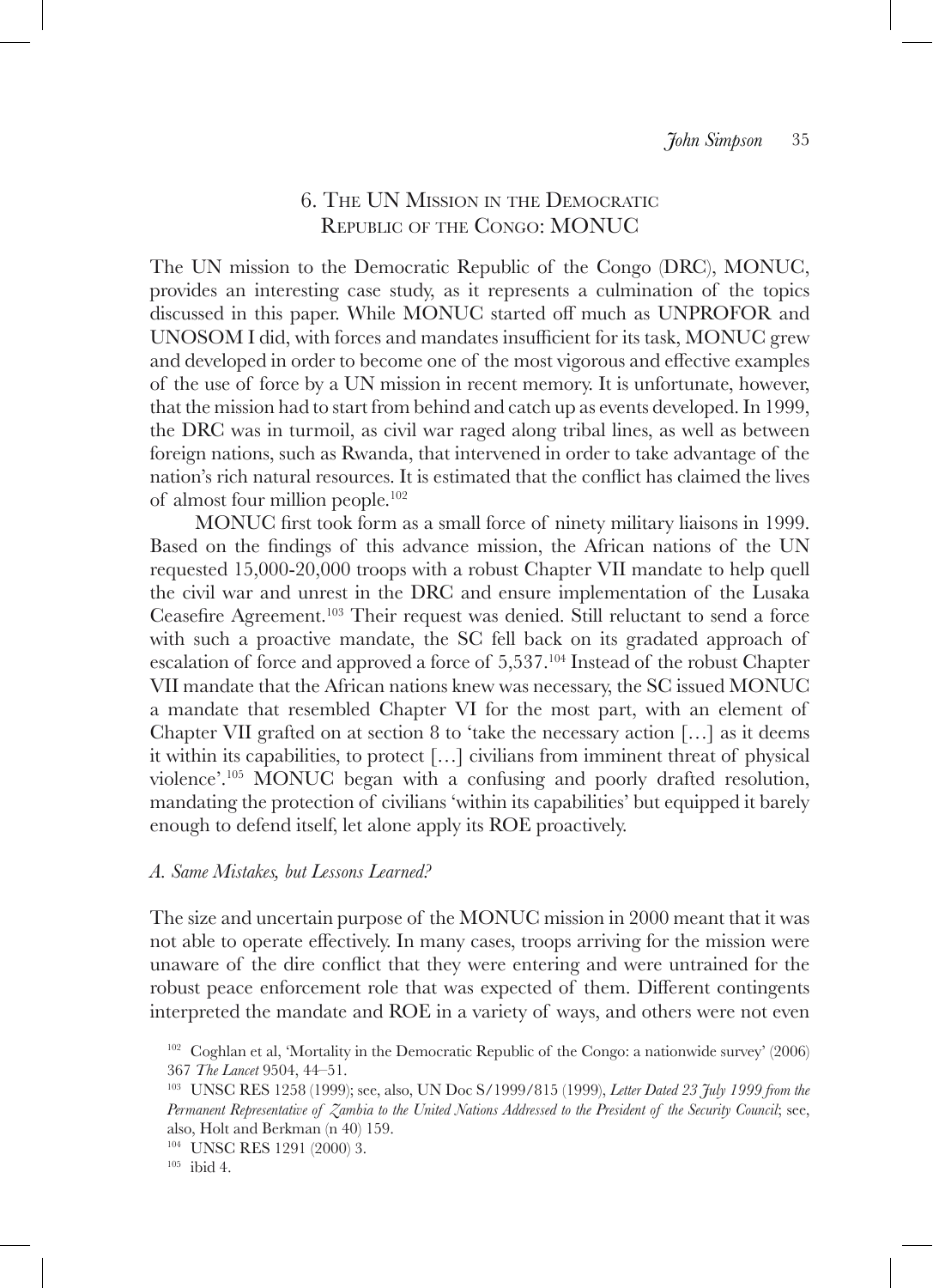## 6. The UN Mission in the Democratic Republic of the Congo: MONUC

The UN mission to the Democratic Republic of the Congo (DRC), MONUC, provides an interesting case study, as it represents a culmination of the topics discussed in this paper. While MONUC started off much as UNPROFOR and UNOSOM I did, with forces and mandates insufficient for its task, MONUC grew and developed in order to become one of the most vigorous and effective examples of the use of force by a UN mission in recent memory. It is unfortunate, however, that the mission had to start from behind and catch up as events developed. In 1999, the DRC was in turmoil, as civil war raged along tribal lines, as well as between foreign nations, such as Rwanda, that intervened in order to take advantage of the nation's rich natural resources. It is estimated that the conflict has claimed the lives of almost four million people.[102]

MONUC first took form as a small force of ninety military liaisons in 1999. Based on the findings of this advance mission, the African nations of the UN requested 15,000-20,000 troops with a robust Chapter VII mandate to help quell the civil war and unrest in the DRC and ensure implementation of the Lusaka Ceasefire Agreement.[103] Their request was denied. Still reluctant to send a force with such a proactive mandate, the SC fell back on its gradated approach of escalation of force and approved a force of 5,537.[104] Instead of the robust Chapter VII mandate that the African nations knew was necessary, the SC issued MONUC a mandate that resembled Chapter VI for the most part, with an element of Chapter VII grafted on at section 8 to 'take the necessary action […] as it deems it within its capabilities, to protect […] civilians from imminent threat of physical violence'.[105] MONUC began with a confusing and poorly drafted resolution, mandating the protection of civilians 'within its capabilities' but equipped it barely enough to defend itself, let alone apply its ROE proactively.

### *A. Same Mistakes, but Lessons Learned?*

The size and uncertain purpose of the MONUC mission in 2000 meant that it was not able to operate effectively. In many cases, troops arriving for the mission were unaware of the dire conflict that they were entering and were untrained for the robust peace enforcement role that was expected of them. Different contingents interpreted the mandate and ROE in a variety of ways, and others were not even

[102] Coghlan et al, 'Mortality in the Democratic Republic of the Congo: a nationwide survey' (2006) 367 *The Lancet* 9504, 44–51.

[103] UNSC RES 1258 (1999); see, also, UN Doc S/1999/815 (1999), *Letter Dated 23 July 1999 from the Permanent Representative of Zambia to the United Nations Addressed to the President of the Security Council*; see, also, Holt and Berkman (n 40) 159.

[104] UNSC RES 1291 (2000) 3.

[105] ibid 4.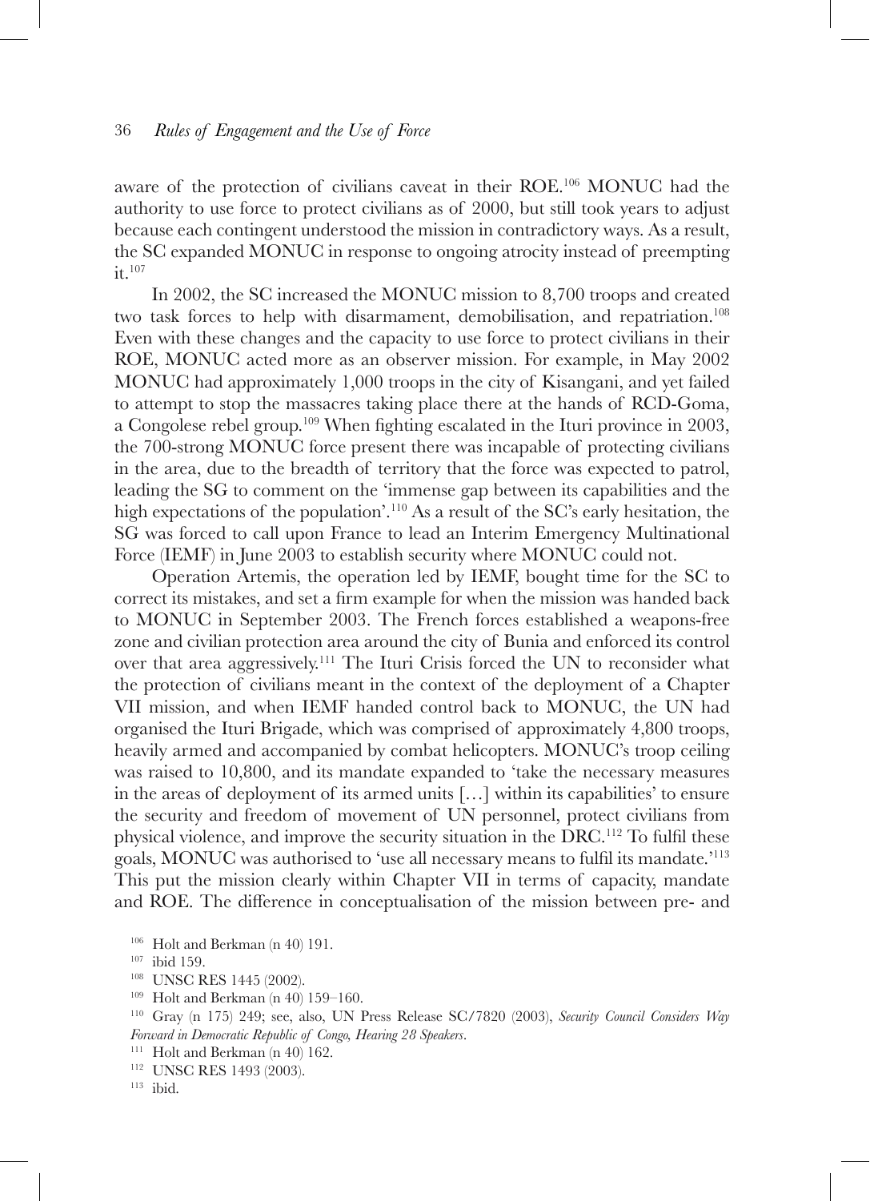aware of the protection of civilians caveat in their ROE.[106] MONUC had the authority to use force to protect civilians as of 2000, but still took years to adjust because each contingent understood the mission in contradictory ways. As a result, the SC expanded MONUC in response to ongoing atrocity instead of preempting it.[107]

In 2002, the SC increased the MONUC mission to 8,700 troops and created two task forces to help with disarmament, demobilisation, and repatriation.[108] Even with these changes and the capacity to use force to protect civilians in their ROE, MONUC acted more as an observer mission. For example, in May 2002 MONUC had approximately 1,000 troops in the city of Kisangani, and yet failed to attempt to stop the massacres taking place there at the hands of RCD-Goma, a Congolese rebel group.[109] When fighting escalated in the Ituri province in 2003, the 700-strong MONUC force present there was incapable of protecting civilians in the area, due to the breadth of territory that the force was expected to patrol, leading the SG to comment on the 'immense gap between its capabilities and the high expectations of the population'.[110] As a result of the SC's early hesitation, the SG was forced to call upon France to lead an Interim Emergency Multinational Force (IEMF) in June 2003 to establish security where MONUC could not.

Operation Artemis, the operation led by IEMF, bought time for the SC to correct its mistakes, and set a firm example for when the mission was handed back to MONUC in September 2003. The French forces established a weapons-free zone and civilian protection area around the city of Bunia and enforced its control over that area aggressively.[111] The Ituri Crisis forced the UN to reconsider what the protection of civilians meant in the context of the deployment of a Chapter VII mission, and when IEMF handed control back to MONUC, the UN had organised the Ituri Brigade, which was comprised of approximately 4,800 troops, heavily armed and accompanied by combat helicopters. MONUC's troop ceiling was raised to 10,800, and its mandate expanded to 'take the necessary measures in the areas of deployment of its armed units […] within its capabilities' to ensure the security and freedom of movement of UN personnel, protect civilians from physical violence, and improve the security situation in the DRC.[112] To fulfil these goals, MONUC was authorised to 'use all necessary means to fulfil its mandate.'[113] This put the mission clearly within Chapter VII in terms of capacity, mandate and ROE. The difference in conceptualisation of the mission between pre- and

[106] Holt and Berkman (n 40) 191.

[107] ibid 159.

[108] UNSC RES 1445 (2002).

[109] Holt and Berkman (n 40) 159–160.

[110] Gray (n 175) 249; see, also, UN Press Release SC/7820 (2003), *Security Council Considers Way Forward in Democratic Republic of Congo, Hearing 28 Speakers*.

[111] Holt and Berkman (n 40) 162.

[112] UNSC RES 1493 (2003).

[113] ibid.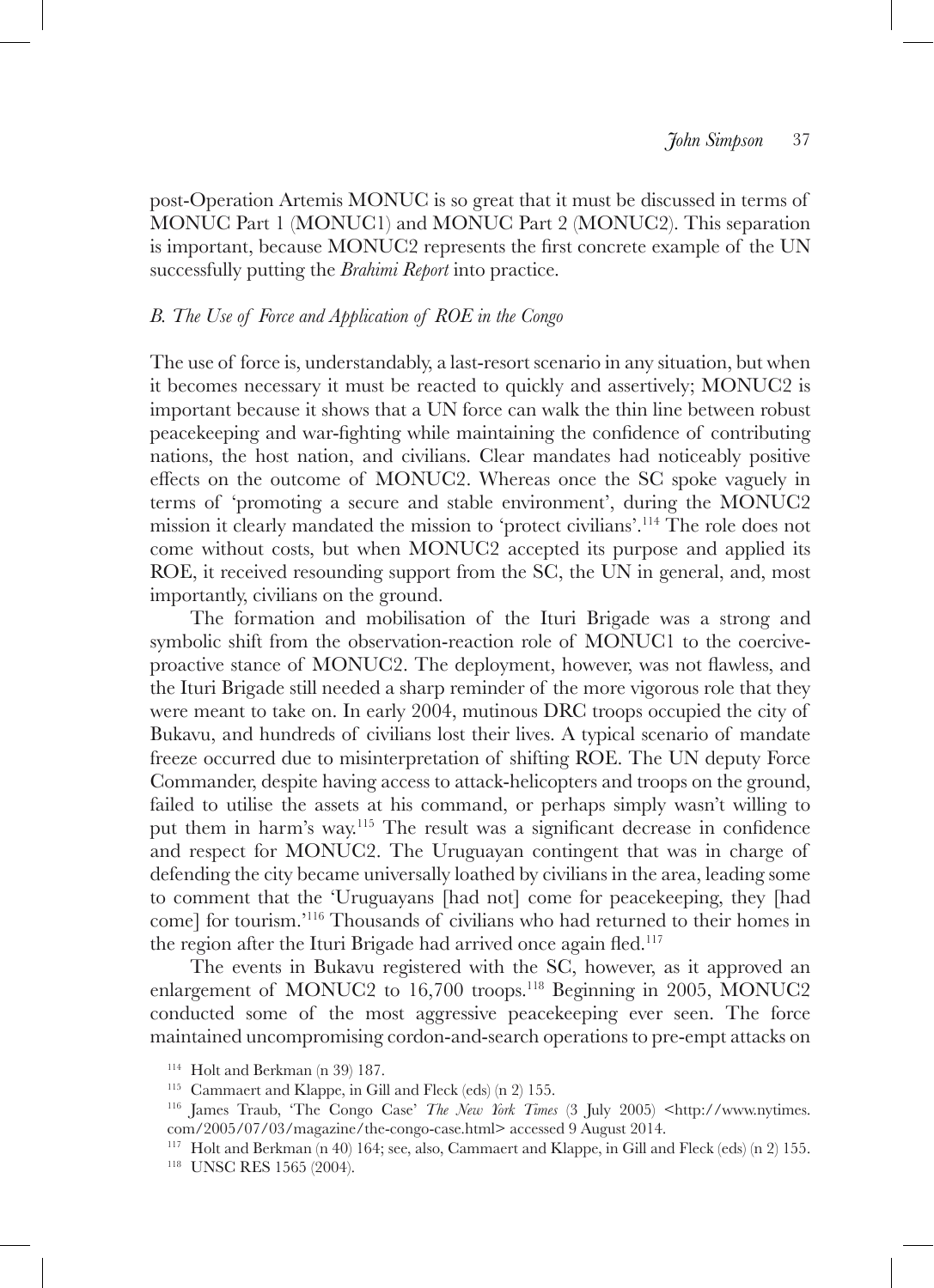post-Operation Artemis MONUC is so great that it must be discussed in terms of MONUC Part 1 (MONUC1) and MONUC Part 2 (MONUC2). This separation is important, because MONUC2 represents the first concrete example of the UN successfully putting the *Brahimi Report* into practice.

### *B. The Use of Force and Application of ROE in the Congo*

The use of force is, understandably, a last-resort scenario in any situation, but when it becomes necessary it must be reacted to quickly and assertively; MONUC2 is important because it shows that a UN force can walk the thin line between robust peacekeeping and war-fighting while maintaining the confidence of contributing nations, the host nation, and civilians. Clear mandates had noticeably positive effects on the outcome of MONUC2. Whereas once the SC spoke vaguely in terms of 'promoting a secure and stable environment', during the MONUC2 mission it clearly mandated the mission to 'protect civilians'.[114] The role does not come without costs, but when MONUC2 accepted its purpose and applied its ROE, it received resounding support from the SC, the UN in general, and, most importantly, civilians on the ground.

The formation and mobilisation of the Ituri Brigade was a strong and symbolic shift from the observation-reaction role of MONUC1 to the coercive-proactive stance of MONUC2. The deployment, however, was not flawless, and the Ituri Brigade still needed a sharp reminder of the more vigorous role that they were meant to take on. In early 2004, mutinous DRC troops occupied the city of Bukavu, and hundreds of civilians lost their lives. A typical scenario of mandate freeze occurred due to misinterpretation of shifting ROE. The UN deputy Force Commander, despite having access to attack-helicopters and troops on the ground, failed to utilise the assets at his command, or perhaps simply wasn't willing to put them in harm's way.[115] The result was a significant decrease in confidence and respect for MONUC2. The Uruguayan contingent that was in charge of defending the city became universally loathed by civilians in the area, leading some to comment that the 'Uruguayans [had not] come for peacekeeping, they [had come] for tourism.'[116] Thousands of civilians who had returned to their homes in the region after the Ituri Brigade had arrived once again fled.[117]

The events in Bukavu registered with the SC, however, as it approved an enlargement of MONUC2 to 16,700 troops.[118] Beginning in 2005, MONUC2 conducted some of the most aggressive peacekeeping ever seen. The force maintained uncompromising cordon-and-search operations to pre-empt attacks on

---

[114] Holt and Berkman (n 39) 187.

[115] Cammaert and Klappe, in Gill and Fleck (eds) (n 2) 155.

[116] James Traub, 'The Congo Case' *The New York Times* (3 July 2005) <http://www.nytimes.com/2005/07/03/magazine/the-congo-case.html> accessed 9 August 2014.

[117] Holt and Berkman (n 40) 164; see, also, Cammaert and Klappe, in Gill and Fleck (eds) (n 2) 155.

[118] UNSC RES 1565 (2004).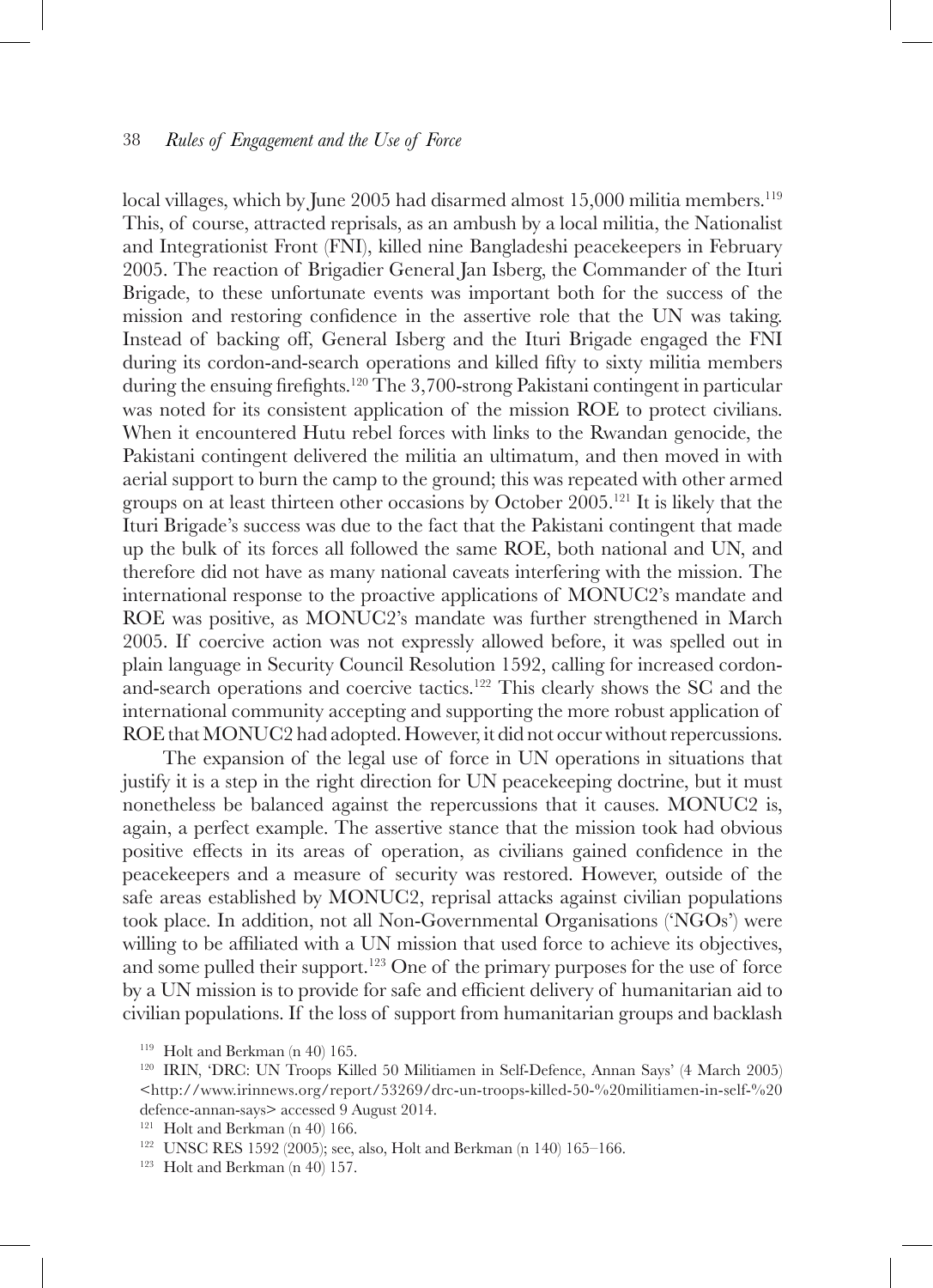local villages, which by June 2005 had disarmed almost 15,000 militia members.[119] This, of course, attracted reprisals, as an ambush by a local militia, the Nationalist and Integrationist Front (FNI), killed nine Bangladeshi peacekeepers in February 2005. The reaction of Brigadier General Jan Isberg, the Commander of the Ituri Brigade, to these unfortunate events was important both for the success of the mission and restoring confidence in the assertive role that the UN was taking. Instead of backing off, General Isberg and the Ituri Brigade engaged the FNI during its cordon-and-search operations and killed fifty to sixty militia members during the ensuing firefights.[120] The 3,700-strong Pakistani contingent in particular was noted for its consistent application of the mission ROE to protect civilians. When it encountered Hutu rebel forces with links to the Rwandan genocide, the Pakistani contingent delivered the militia an ultimatum, and then moved in with aerial support to burn the camp to the ground; this was repeated with other armed groups on at least thirteen other occasions by October 2005.[121] It is likely that the Ituri Brigade's success was due to the fact that the Pakistani contingent that made up the bulk of its forces all followed the same ROE, both national and UN, and therefore did not have as many national caveats interfering with the mission. The international response to the proactive applications of MONUC2's mandate and ROE was positive, as MONUC2's mandate was further strengthened in March 2005. If coercive action was not expressly allowed before, it was spelled out in plain language in Security Council Resolution 1592, calling for increased cordon-and-search operations and coercive tactics.[122] This clearly shows the SC and the international community accepting and supporting the more robust application of ROE that MONUC2 had adopted. However, it did not occur without repercussions.

The expansion of the legal use of force in UN operations in situations that justify it is a step in the right direction for UN peacekeeping doctrine, but it must nonetheless be balanced against the repercussions that it causes. MONUC2 is, again, a perfect example. The assertive stance that the mission took had obvious positive effects in its areas of operation, as civilians gained confidence in the peacekeepers and a measure of security was restored. However, outside of the safe areas established by MONUC2, reprisal attacks against civilian populations took place. In addition, not all Non-Governmental Organisations ('NGOs') were willing to be affiliated with a UN mission that used force to achieve its objectives, and some pulled their support.[123] One of the primary purposes for the use of force by a UN mission is to provide for safe and efficient delivery of humanitarian aid to civilian populations. If the loss of support from humanitarian groups and backlash

---

[119] Holt and Berkman (n 40) 165.

[120] IRIN, 'DRC: UN Troops Killed 50 Militiamen in Self-Defence, Annan Says' (4 March 2005) <http://www.irinnews.org/report/53269/drc-un-troops-killed-50-%20militiamen-in-self-%20defence-annan-says> accessed 9 August 2014.

[121] Holt and Berkman (n 40) 166.

[122] UNSC RES 1592 (2005); see, also, Holt and Berkman (n 140) 165–166.

[123] Holt and Berkman (n 40) 157.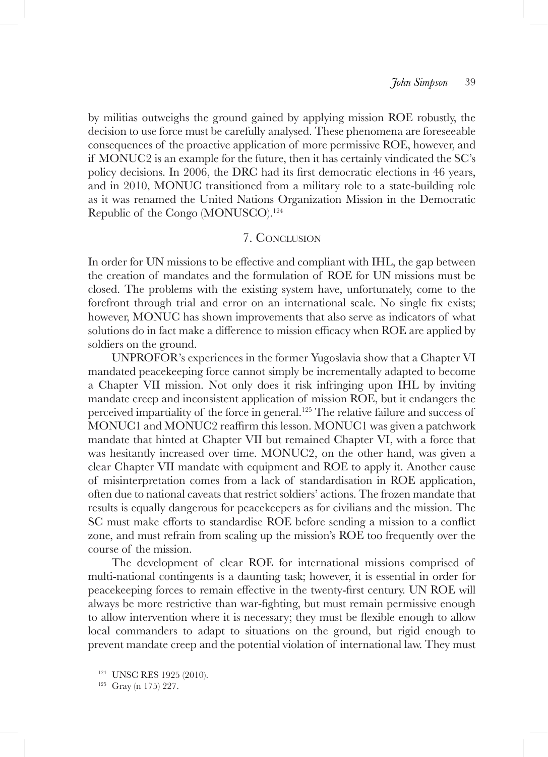by militias outweighs the ground gained by applying mission ROE robustly, the decision to use force must be carefully analysed. These phenomena are foreseeable consequences of the proactive application of more permissive ROE, however, and if MONUC2 is an example for the future, then it has certainly vindicated the SC's policy decisions. In 2006, the DRC had its first democratic elections in 46 years, and in 2010, MONUC transitioned from a military role to a state-building role as it was renamed the United Nations Organization Mission in the Democratic Republic of the Congo (MONUSCO).[124]

## 7. Conclusion

In order for UN missions to be effective and compliant with IHL, the gap between the creation of mandates and the formulation of ROE for UN missions must be closed. The problems with the existing system have, unfortunately, come to the forefront through trial and error on an international scale. No single fix exists; however, MONUC has shown improvements that also serve as indicators of what solutions do in fact make a difference to mission efficacy when ROE are applied by soldiers on the ground.

UNPROFOR's experiences in the former Yugoslavia show that a Chapter VI mandated peacekeeping force cannot simply be incrementally adapted to become a Chapter VII mission. Not only does it risk infringing upon IHL by inviting mandate creep and inconsistent application of mission ROE, but it endangers the perceived impartiality of the force in general.[125] The relative failure and success of MONUC1 and MONUC2 reaffirm this lesson. MONUC1 was given a patchwork mandate that hinted at Chapter VII but remained Chapter VI, with a force that was hesitantly increased over time. MONUC2, on the other hand, was given a clear Chapter VII mandate with equipment and ROE to apply it. Another cause of misinterpretation comes from a lack of standardisation in ROE application, often due to national caveats that restrict soldiers' actions. The frozen mandate that results is equally dangerous for peacekeepers as for civilians and the mission. The SC must make efforts to standardise ROE before sending a mission to a conflict zone, and must refrain from scaling up the mission's ROE too frequently over the course of the mission.

The development of clear ROE for international missions comprised of multi-national contingents is a daunting task; however, it is essential in order for peacekeeping forces to remain effective in the twenty-first century. UN ROE will always be more restrictive than war-fighting, but must remain permissive enough to allow intervention where it is necessary; they must be flexible enough to allow local commanders to adapt to situations on the ground, but rigid enough to prevent mandate creep and the potential violation of international law. They must

[124] UNSC RES 1925 (2010).

[125] Gray (n 175) 227.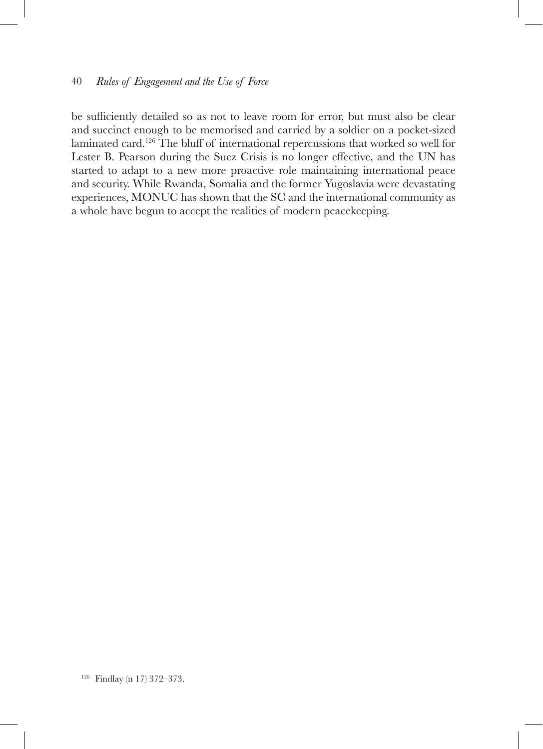be sufficiently detailed so as not to leave room for error, but must also be clear and succinct enough to be memorised and carried by a soldier on a pocket-sized laminated card.[126] The bluff of international repercussions that worked so well for Lester B. Pearson during the Suez Crisis is no longer effective, and the UN has started to adapt to a new more proactive role maintaining international peace and security. While Rwanda, Somalia and the former Yugoslavia were devastating experiences, MONUC has shown that the SC and the international community as a whole have begun to accept the realities of modern peacekeeping.

[126] Findlay (n 17) 372–373.